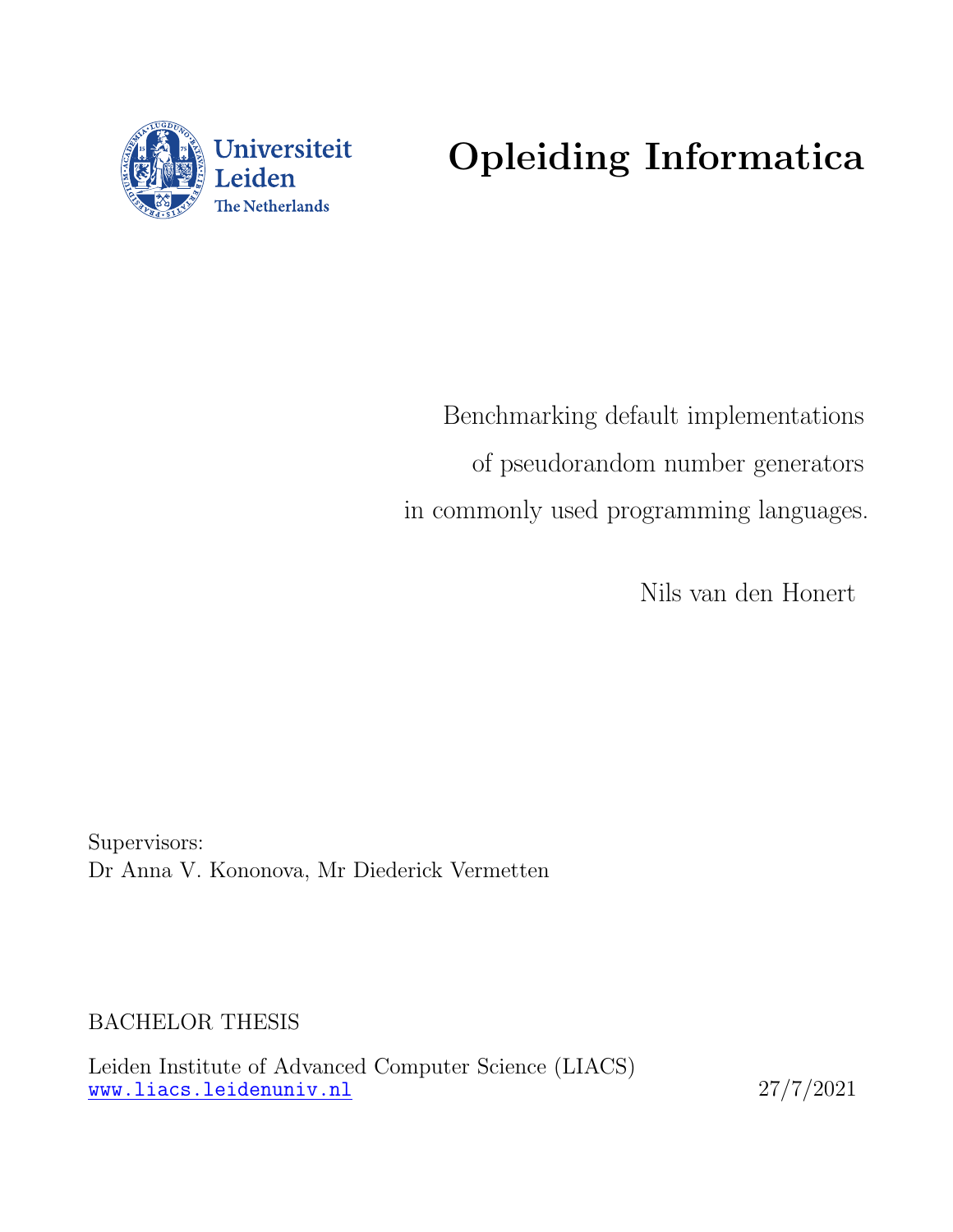Universiteit Leiden
The Netherlands

# Opleiding Informatica

Benchmarking default implementations

of pseudorandom number generators

in commonly used programming languages.

Nils van den Honert

Supervisors:
Dr Anna V. Kononova, Mr Diederick Vermetten

BACHELOR THESIS

Leiden Institute of Advanced Computer Science (LIACS)
www.liacs.leidenuniv.nl 27/7/2021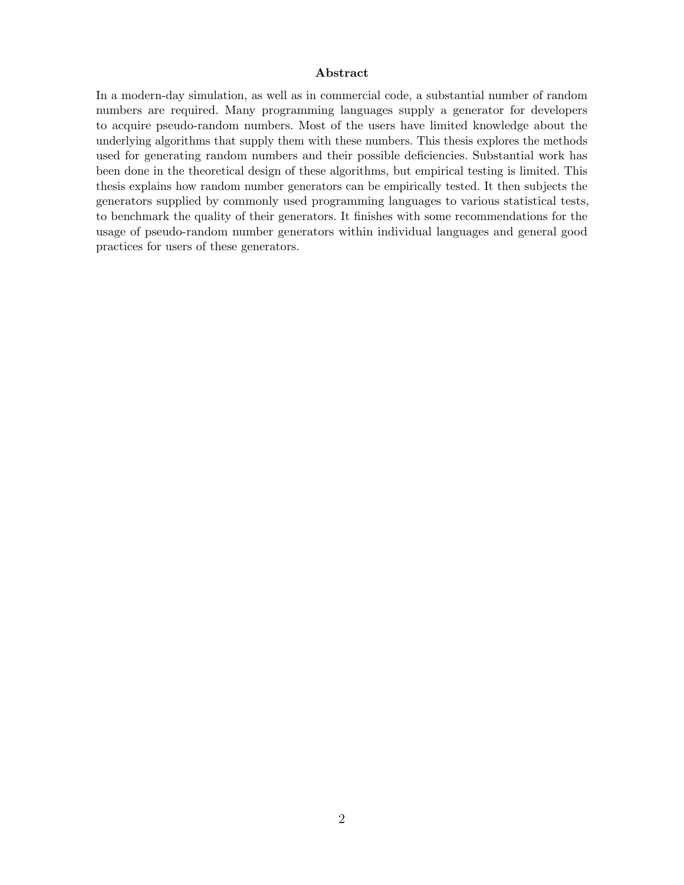## Abstract

In a modern-day simulation, as well as in commercial code, a substantial number of random numbers are required. Many programming languages supply a generator for developers to acquire pseudo-random numbers. Most of the users have limited knowledge about the underlying algorithms that supply them with these numbers. This thesis explores the methods used for generating random numbers and their possible deficiencies. Substantial work has been done in the theoretical design of these algorithms, but empirical testing is limited. This thesis explains how random number generators can be empirically tested. It then subjects the generators supplied by commonly used programming languages to various statistical tests, to benchmark the quality of their generators. It finishes with some recommendations for the usage of pseudo-random number generators within individual languages and general good practices for users of these generators.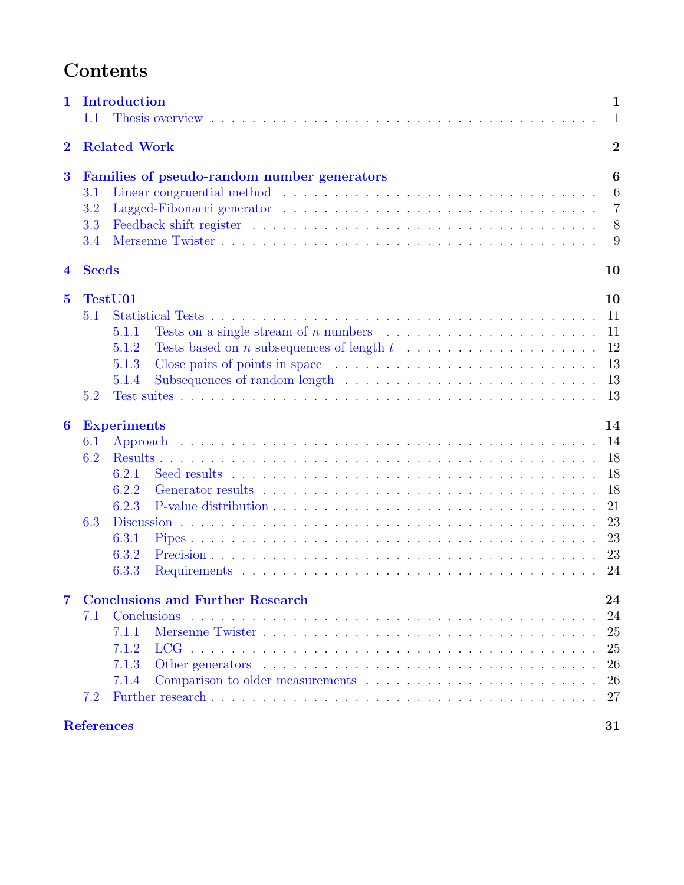# Contents

**1 Introduction** — 1
- 1.1 Thesis overview — 1

**2 Related Work** — 2

**3 Families of pseudo-random number generators** — 6
- 3.1 Linear congruential method — 6
- 3.2 Lagged-Fibonacci generator — 7
- 3.3 Feedback shift register — 8
- 3.4 Mersenne Twister — 9

**4 Seeds** — 10

**5 TestU01** — 10
- 5.1 Statistical Tests — 11
  - 5.1.1 Tests on a single stream of $n$ numbers — 11
  - 5.1.2 Tests based on $n$ subsequences of length $t$ — 12
  - 5.1.3 Close pairs of points in space — 13
  - 5.1.4 Subsequences of random length — 13
- 5.2 Test suites — 13

**6 Experiments** — 14
- 6.1 Approach — 14
- 6.2 Results — 18
  - 6.2.1 Seed results — 18
  - 6.2.2 Generator results — 18
  - 6.2.3 P-value distribution — 21
- 6.3 Discussion — 23
  - 6.3.1 Pipes — 23
  - 6.3.2 Precision — 23
  - 6.3.3 Requirements — 24

**7 Conclusions and Further Research** — 24
- 7.1 Conclusions — 24
  - 7.1.1 Mersenne Twister — 25
  - 7.1.2 LCG — 25
  - 7.1.3 Other generators — 26
  - 7.1.4 Comparison to older measurements — 26
- 7.2 Further research — 27

**References** — 31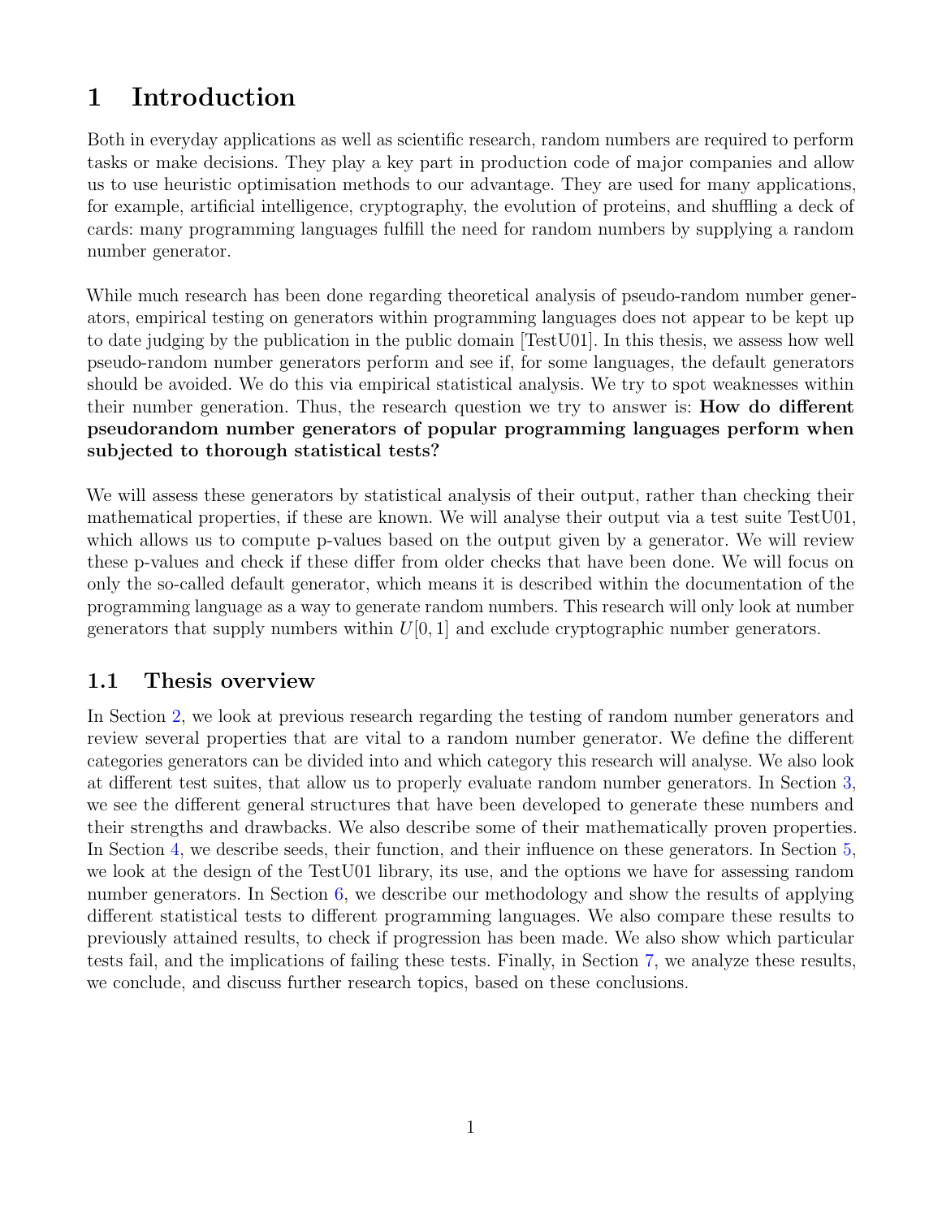# 1 Introduction

Both in everyday applications as well as scientific research, random numbers are required to perform tasks or make decisions. They play a key part in production code of major companies and allow us to use heuristic optimisation methods to our advantage. They are used for many applications, for example, artificial intelligence, cryptography, the evolution of proteins, and shuffling a deck of cards: many programming languages fulfill the need for random numbers by supplying a random number generator.

While much research has been done regarding theoretical analysis of pseudo-random number generators, empirical testing on generators within programming languages does not appear to be kept up to date judging by the publication in the public domain [TestU01]. In this thesis, we assess how well pseudo-random number generators perform and see if, for some languages, the default generators should be avoided. We do this via empirical statistical analysis. We try to spot weaknesses within their number generation. Thus, the research question we try to answer is: **How do different pseudorandom number generators of popular programming languages perform when subjected to thorough statistical tests?**

We will assess these generators by statistical analysis of their output, rather than checking their mathematical properties, if these are known. We will analyse their output via a test suite TestU01, which allows us to compute p-values based on the output given by a generator. We will review these p-values and check if these differ from older checks that have been done. We will focus on only the so-called default generator, which means it is described within the documentation of the programming language as a way to generate random numbers. This research will only look at number generators that supply numbers within $U[0, 1]$ and exclude cryptographic number generators.

## 1.1 Thesis overview

In Section 2, we look at previous research regarding the testing of random number generators and review several properties that are vital to a random number generator. We define the different categories generators can be divided into and which category this research will analyse. We also look at different test suites, that allow us to properly evaluate random number generators. In Section 3, we see the different general structures that have been developed to generate these numbers and their strengths and drawbacks. We also describe some of their mathematically proven properties. In Section 4, we describe seeds, their function, and their influence on these generators. In Section 5, we look at the design of the TestU01 library, its use, and the options we have for assessing random number generators. In Section 6, we describe our methodology and show the results of applying different statistical tests to different programming languages. We also compare these results to previously attained results, to check if progression has been made. We also show which particular tests fail, and the implications of failing these tests. Finally, in Section 7, we analyze these results, we conclude, and discuss further research topics, based on these conclusions.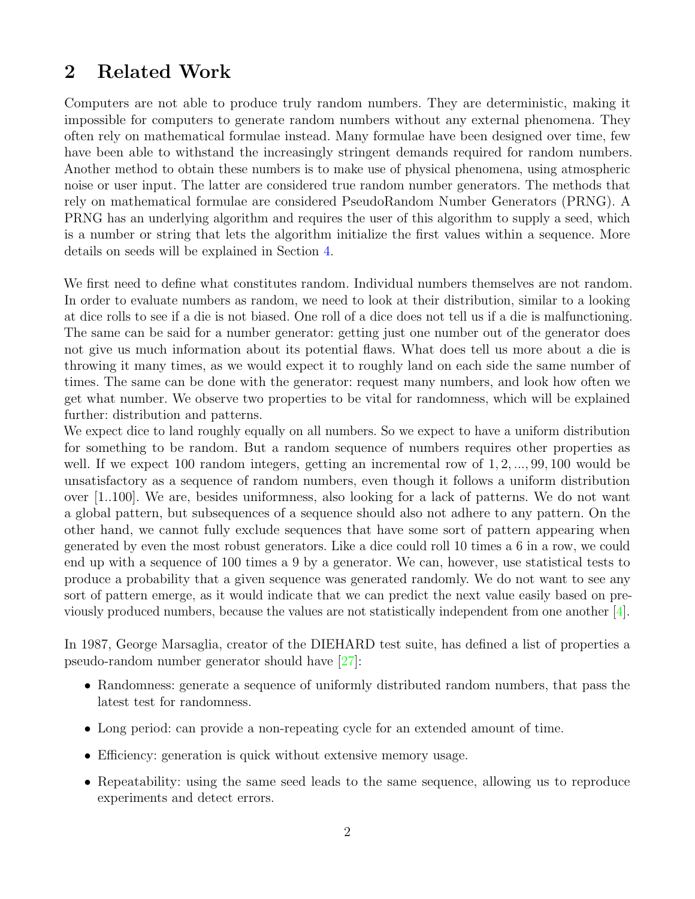## 2 Related Work

Computers are not able to produce truly random numbers. They are deterministic, making it impossible for computers to generate random numbers without any external phenomena. They often rely on mathematical formulae instead. Many formulae have been designed over time, few have been able to withstand the increasingly stringent demands required for random numbers. Another method to obtain these numbers is to make use of physical phenomena, using atmospheric noise or user input. The latter are considered true random number generators. The methods that rely on mathematical formulae are considered PseudoRandom Number Generators (PRNG). A PRNG has an underlying algorithm and requires the user of this algorithm to supply a seed, which is a number or string that lets the algorithm initialize the first values within a sequence. More details on seeds will be explained in Section 4.

We first need to define what constitutes random. Individual numbers themselves are not random. In order to evaluate numbers as random, we need to look at their distribution, similar to a looking at dice rolls to see if a die is not biased. One roll of a dice does not tell us if a die is malfunctioning. The same can be said for a number generator: getting just one number out of the generator does not give us much information about its potential flaws. What does tell us more about a die is throwing it many times, as we would expect it to roughly land on each side the same number of times. The same can be done with the generator: request many numbers, and look how often we get what number. We observe two properties to be vital for randomness, which will be explained further: distribution and patterns.
We expect dice to land roughly equally on all numbers. So we expect to have a uniform distribution for something to be random. But a random sequence of numbers requires other properties as well. If we expect 100 random integers, getting an incremental row of $1, 2, ..., 99, 100$ would be unsatisfactory as a sequence of random numbers, even though it follows a uniform distribution over [1..100]. We are, besides uniformness, also looking for a lack of patterns. We do not want a global pattern, but subsequences of a sequence should also not adhere to any pattern. On the other hand, we cannot fully exclude sequences that have some sort of pattern appearing when generated by even the most robust generators. Like a dice could roll 10 times a 6 in a row, we could end up with a sequence of 100 times a 9 by a generator. We can, however, use statistical tests to produce a probability that a given sequence was generated randomly. We do not want to see any sort of pattern emerge, as it would indicate that we can predict the next value easily based on previously produced numbers, because the values are not statistically independent from one another [4].

In 1987, George Marsaglia, creator of the DIEHARD test suite, has defined a list of properties a pseudo-random number generator should have [27]:

- Randomness: generate a sequence of uniformly distributed random numbers, that pass the latest test for randomness.
- Long period: can provide a non-repeating cycle for an extended amount of time.
- Efficiency: generation is quick without extensive memory usage.
- Repeatability: using the same seed leads to the same sequence, allowing us to reproduce experiments and detect errors.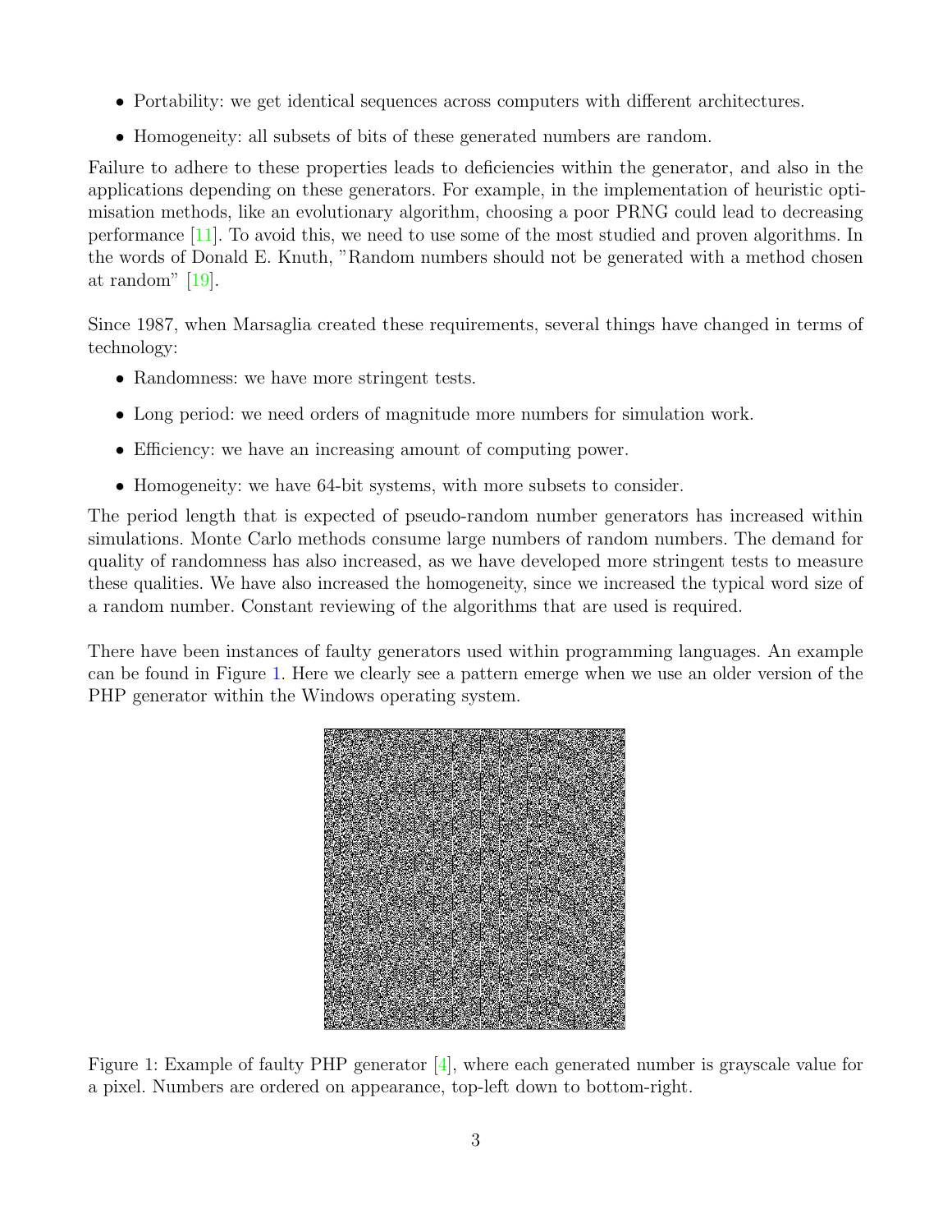- Portability: we get identical sequences across computers with different architectures.
- Homogeneity: all subsets of bits of these generated numbers are random.

Failure to adhere to these properties leads to deficiencies within the generator, and also in the applications depending on these generators. For example, in the implementation of heuristic optimisation methods, like an evolutionary algorithm, choosing a poor PRNG could lead to decreasing performance [11]. To avoid this, we need to use some of the most studied and proven algorithms. In the words of Donald E. Knuth, "Random numbers should not be generated with a method chosen at random" [19].

Since 1987, when Marsaglia created these requirements, several things have changed in terms of technology:

- Randomness: we have more stringent tests.
- Long period: we need orders of magnitude more numbers for simulation work.
- Efficiency: we have an increasing amount of computing power.
- Homogeneity: we have 64-bit systems, with more subsets to consider.

The period length that is expected of pseudo-random number generators has increased within simulations. Monte Carlo methods consume large numbers of random numbers. The demand for quality of randomness has also increased, as we have developed more stringent tests to measure these qualities. We have also increased the homogeneity, since we increased the typical word size of a random number. Constant reviewing of the algorithms that are used is required.

There have been instances of faulty generators used within programming languages. An example can be found in Figure 1. Here we clearly see a pattern emerge when we use an older version of the PHP generator within the Windows operating system.

Figure 1: Example of faulty PHP generator [4], where each generated number is grayscale value for a pixel. Numbers are ordered on appearance, top-left down to bottom-right.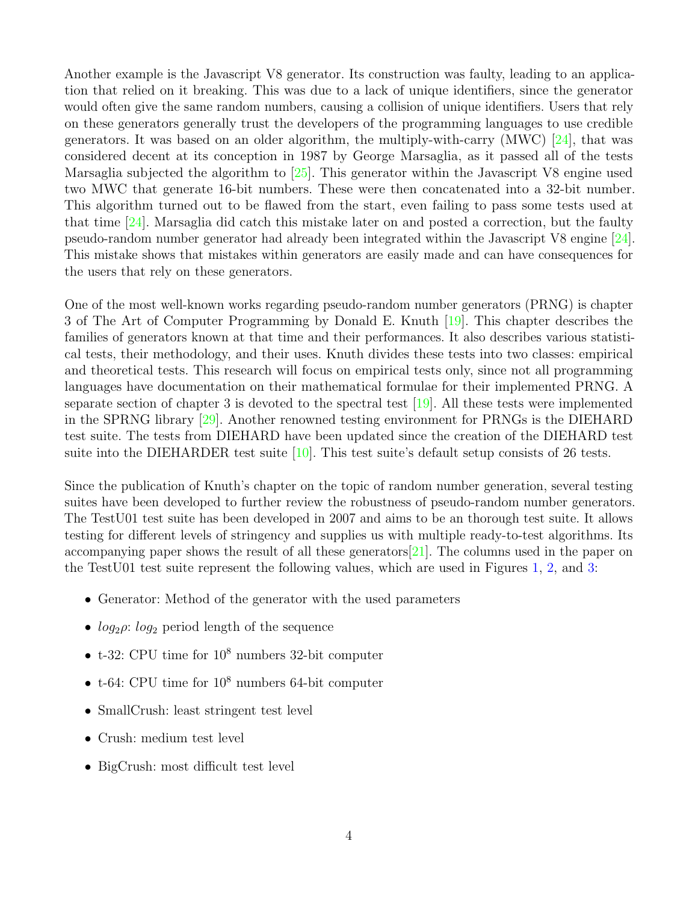Another example is the Javascript V8 generator. Its construction was faulty, leading to an application that relied on it breaking. This was due to a lack of unique identifiers, since the generator would often give the same random numbers, causing a collision of unique identifiers. Users that rely on these generators generally trust the developers of the programming languages to use credible generators. It was based on an older algorithm, the multiply-with-carry (MWC) [24], that was considered decent at its conception in 1987 by George Marsaglia, as it passed all of the tests Marsaglia subjected the algorithm to [25]. This generator within the Javascript V8 engine used two MWC that generate 16-bit numbers. These were then concatenated into a 32-bit number. This algorithm turned out to be flawed from the start, even failing to pass some tests used at that time [24]. Marsaglia did catch this mistake later on and posted a correction, but the faulty pseudo-random number generator had already been integrated within the Javascript V8 engine [24]. This mistake shows that mistakes within generators are easily made and can have consequences for the users that rely on these generators.

One of the most well-known works regarding pseudo-random number generators (PRNG) is chapter 3 of The Art of Computer Programming by Donald E. Knuth [19]. This chapter describes the families of generators known at that time and their performances. It also describes various statistical tests, their methodology, and their uses. Knuth divides these tests into two classes: empirical and theoretical tests. This research will focus on empirical tests only, since not all programming languages have documentation on their mathematical formulae for their implemented PRNG. A separate section of chapter 3 is devoted to the spectral test [19]. All these tests were implemented in the SPRNG library [29]. Another renowned testing environment for PRNGs is the DIEHARD test suite. The tests from DIEHARD have been updated since the creation of the DIEHARD test suite into the DIEHARDER test suite [10]. This test suite's default setup consists of 26 tests.

Since the publication of Knuth's chapter on the topic of random number generation, several testing suites have been developed to further review the robustness of pseudo-random number generators. The TestU01 test suite has been developed in 2007 and aims to be an thorough test suite. It allows testing for different levels of stringency and supplies us with multiple ready-to-test algorithms. Its accompanying paper shows the result of all these generators[21]. The columns used in the paper on the TestU01 test suite represent the following values, which are used in Figures 1, 2, and 3:

- Generator: Method of the generator with the used parameters
- $log_2\rho$: $log_2$ period length of the sequence
- t-32: CPU time for $10^8$ numbers 32-bit computer
- t-64: CPU time for $10^8$ numbers 64-bit computer
- SmallCrush: least stringent test level
- Crush: medium test level
- BigCrush: most difficult test level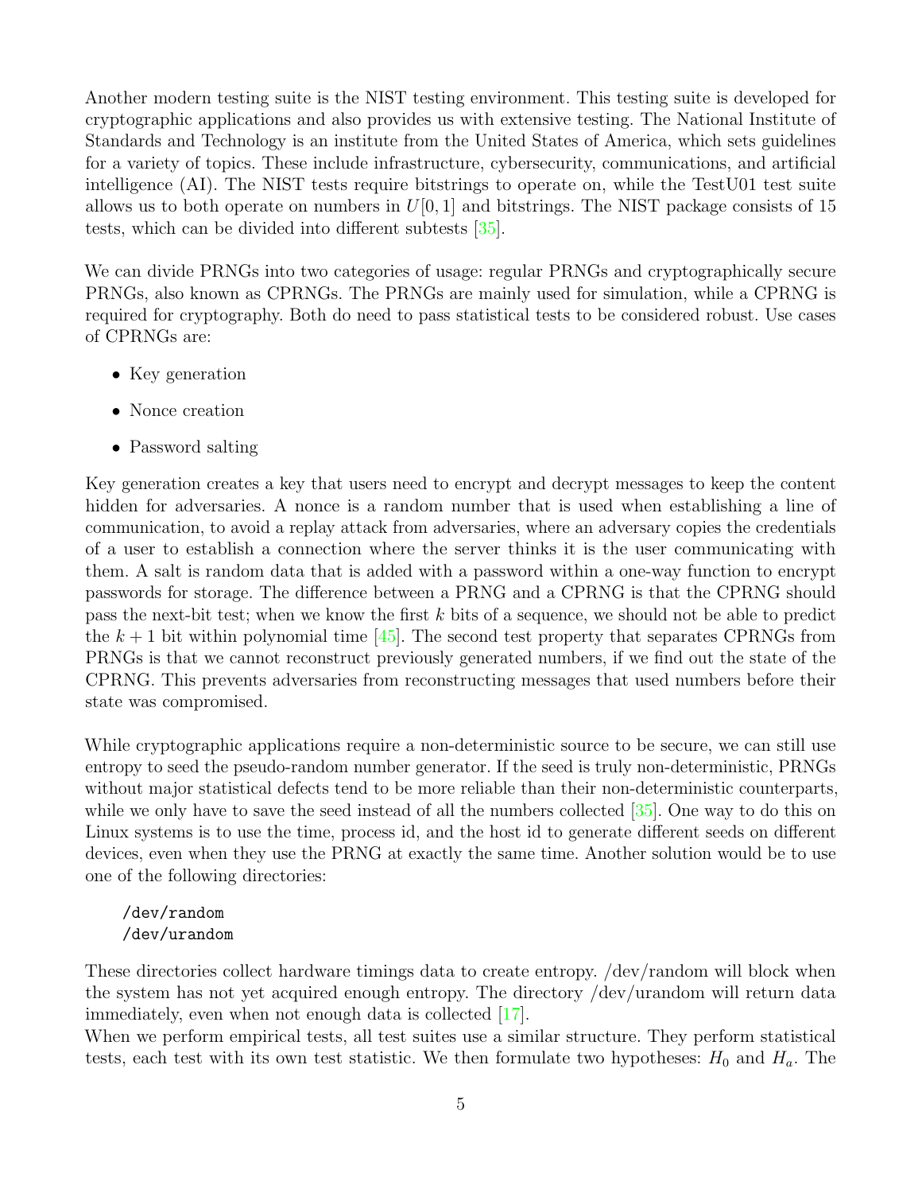Another modern testing suite is the NIST testing environment. This testing suite is developed for cryptographic applications and also provides us with extensive testing. The National Institute of Standards and Technology is an institute from the United States of America, which sets guidelines for a variety of topics. These include infrastructure, cybersecurity, communications, and artificial intelligence (AI). The NIST tests require bitstrings to operate on, while the TestU01 test suite allows us to both operate on numbers in $U[0,1]$ and bitstrings. The NIST package consists of 15 tests, which can be divided into different subtests [35].

We can divide PRNGs into two categories of usage: regular PRNGs and cryptographically secure PRNGs, also known as CPRNGs. The PRNGs are mainly used for simulation, while a CPRNG is required for cryptography. Both do need to pass statistical tests to be considered robust. Use cases of CPRNGs are:

- Key generation
- Nonce creation
- Password salting

Key generation creates a key that users need to encrypt and decrypt messages to keep the content hidden for adversaries. A nonce is a random number that is used when establishing a line of communication, to avoid a replay attack from adversaries, where an adversary copies the credentials of a user to establish a connection where the server thinks it is the user communicating with them. A salt is random data that is added with a password within a one-way function to encrypt passwords for storage. The difference between a PRNG and a CPRNG is that the CPRNG should pass the next-bit test; when we know the first $k$ bits of a sequence, we should not be able to predict the $k+1$ bit within polynomial time [45]. The second test property that separates CPRNGs from PRNGs is that we cannot reconstruct previously generated numbers, if we find out the state of the CPRNG. This prevents adversaries from reconstructing messages that used numbers before their state was compromised.

While cryptographic applications require a non-deterministic source to be secure, we can still use entropy to seed the pseudo-random number generator. If the seed is truly non-deterministic, PRNGs without major statistical defects tend to be more reliable than their non-deterministic counterparts, while we only have to save the seed instead of all the numbers collected [35]. One way to do this on Linux systems is to use the time, process id, and the host id to generate different seeds on different devices, even when they use the PRNG at exactly the same time. Another solution would be to use one of the following directories:

```
/dev/random
/dev/urandom
```

These directories collect hardware timings data to create entropy. /dev/random will block when the system has not yet acquired enough entropy. The directory /dev/urandom will return data immediately, even when not enough data is collected [17].

When we perform empirical tests, all test suites use a similar structure. They perform statistical tests, each test with its own test statistic. We then formulate two hypotheses: $H_0$ and $H_a$. The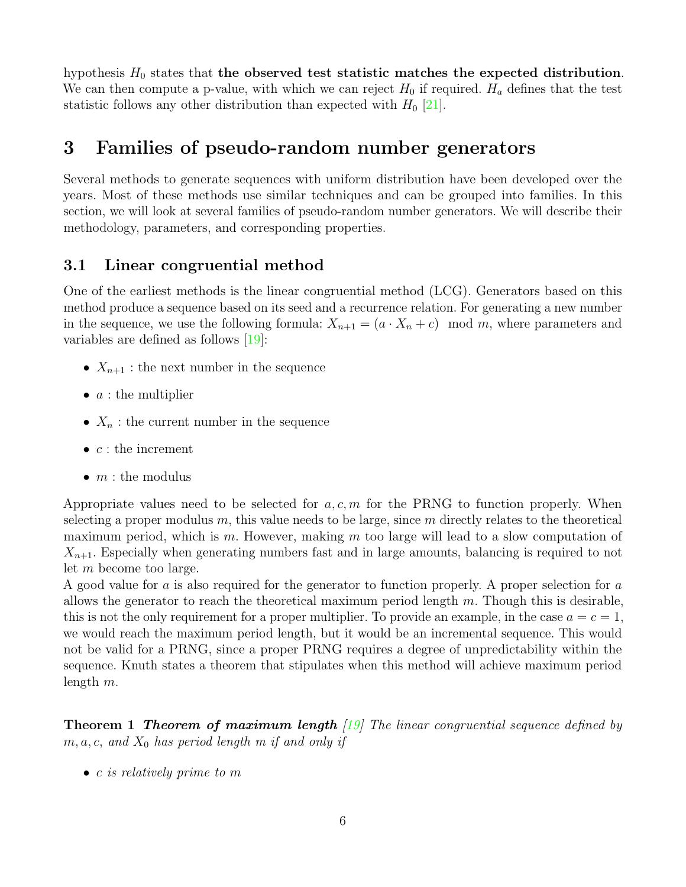hypothesis $H_0$ states that **the observed test statistic matches the expected distribution**. We can then compute a p-value, with which we can reject $H_0$ if required. $H_a$ defines that the test statistic follows any other distribution than expected with $H_0$ [21].

# 3 Families of pseudo-random number generators

Several methods to generate sequences with uniform distribution have been developed over the years. Most of these methods use similar techniques and can be grouped into families. In this section, we will look at several families of pseudo-random number generators. We will describe their methodology, parameters, and corresponding properties.

## 3.1 Linear congruential method

One of the earliest methods is the linear congruential method (LCG). Generators based on this method produce a sequence based on its seed and a recurrence relation. For generating a new number in the sequence, we use the following formula: $X_{n+1} = (a \cdot X_n + c) \mod m$, where parameters and variables are defined as follows [19]:

- $X_{n+1}$ : the next number in the sequence
- $a$ : the multiplier
- $X_n$ : the current number in the sequence
- $c$ : the increment
- $m$ : the modulus

Appropriate values need to be selected for $a, c, m$ for the PRNG to function properly. When selecting a proper modulus $m$, this value needs to be large, since $m$ directly relates to the theoretical maximum period, which is $m$. However, making $m$ too large will lead to a slow computation of $X_{n+1}$. Especially when generating numbers fast and in large amounts, balancing is required to not let $m$ become too large.
A good value for $a$ is also required for the generator to function properly. A proper selection for $a$ allows the generator to reach the theoretical maximum period length $m$. Though this is desirable, this is not the only requirement for a proper multiplier. To provide an example, in the case $a = c = 1$, we would reach the maximum period length, but it would be an incremental sequence. This would not be valid for a PRNG, since a proper PRNG requires a degree of unpredictability within the sequence. Knuth states a theorem that stipulates when this method will achieve maximum period length $m$.

**Theorem 1** ***Theorem of maximum length*** *[19] The linear congruential sequence defined by $m, a, c$, and $X_0$ has period length $m$ if and only if*

- *$c$ is relatively prime to $m$*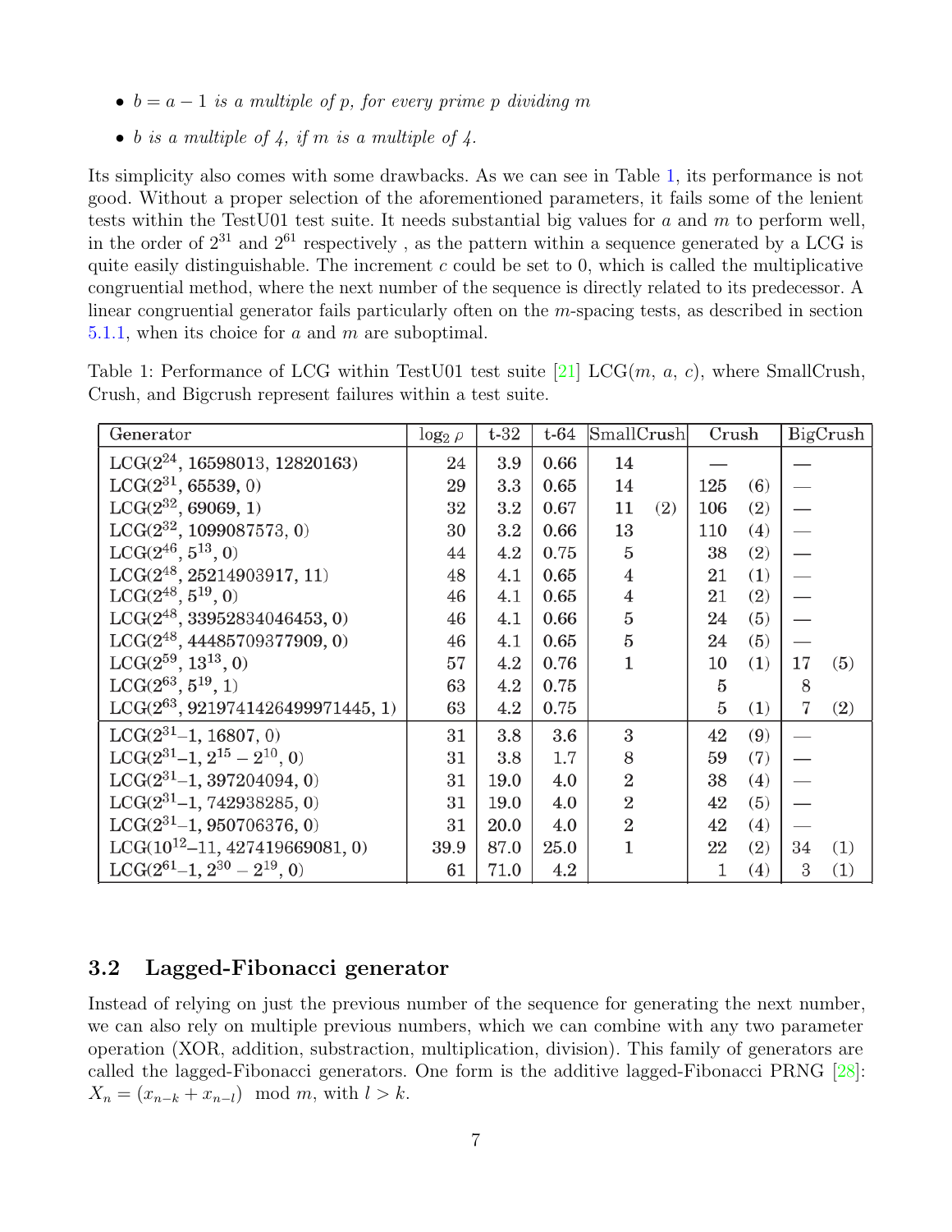- $b = a - 1$ *is a multiple of p, for every prime p dividing m*
- $b$ *is a multiple of 4, if m is a multiple of 4.*

Its simplicity also comes with some drawbacks. As we can see in Table 1, its performance is not good. Without a proper selection of the aforementioned parameters, it fails some of the lenient tests within the TestU01 test suite. It needs substantial big values for $a$ and $m$ to perform well, in the order of $2^{31}$ and $2^{61}$ respectively , as the pattern within a sequence generated by a LCG is quite easily distinguishable. The increment $c$ could be set to 0, which is called the multiplicative congruential method, where the next number of the sequence is directly related to its predecessor. A linear congruential generator fails particularly often on the $m$-spacing tests, as described in section 5.1.1, when its choice for $a$ and $m$ are suboptimal.

Table 1: Performance of LCG within TestU01 test suite [21] LCG($m$, $a$, $c$), where SmallCrush, Crush, and Bigcrush represent failures within a test suite.

| Generator | $\log_2 \rho$ | t-32 | t-64 | SmallCrush | | Crush | | BigCrush | |
|---|---|---|---|---|---|---|---|---|---|
| LCG($2^{24}$, 16598013, 12820163) | 24 | 3.9 | 0.66 | 14 | | — | | — | |
| LCG($2^{31}$, 65539, 0) | 29 | 3.3 | 0.65 | 14 | | 125 | (6) | — | |
| LCG($2^{32}$, 69069, 1) | 32 | 3.2 | 0.67 | 11 | (2) | 106 | (2) | — | |
| LCG($2^{32}$, 1099087573, 0) | 30 | 3.2 | 0.66 | 13 | | 110 | (4) | — | |
| LCG($2^{46}$, $5^{13}$, 0) | 44 | 4.2 | 0.75 | 5 | | 38 | (2) | — | |
| LCG($2^{48}$, 25214903917, 11) | 48 | 4.1 | 0.65 | 4 | | 21 | (1) | — | |
| LCG($2^{48}$, $5^{19}$, 0) | 46 | 4.1 | 0.65 | 4 | | 21 | (2) | — | |
| LCG($2^{48}$, 33952834046453, 0) | 46 | 4.1 | 0.66 | 5 | | 24 | (5) | — | |
| LCG($2^{48}$, 44485709377909, 0) | 46 | 4.1 | 0.65 | 5 | | 24 | (5) | — | |
| LCG($2^{59}$, $13^{13}$, 0) | 57 | 4.2 | 0.76 | 1 | | 10 | (1) | 17 | (5) |
| LCG($2^{63}$, $5^{19}$, 1) | 63 | 4.2 | 0.75 | | | 5 | | 8 | |
| LCG($2^{63}$, 9219741426499971445, 1) | 63 | 4.2 | 0.75 | | | 5 | (1) | 7 | (2) |
| LCG($2^{31}$–1, 16807, 0) | 31 | 3.8 | 3.6 | 3 | | 42 | (9) | — | |
| LCG($2^{31}$–1, $2^{15} - 2^{10}$, 0) | 31 | 3.8 | 1.7 | 8 | | 59 | (7) | — | |
| LCG($2^{31}$–1, 397204094, 0) | 31 | 19.0 | 4.0 | 2 | | 38 | (4) | — | |
| LCG($2^{31}$–1, 742938285, 0) | 31 | 19.0 | 4.0 | 2 | | 42 | (5) | — | |
| LCG($2^{31}$–1, 950706376, 0) | 31 | 20.0 | 4.0 | 2 | | 42 | (4) | — | |
| LCG($10^{12}$–11, 427419669081, 0) | 39.9 | 87.0 | 25.0 | 1 | | 22 | (2) | 34 | (1) |
| LCG($2^{61}$–1, $2^{30} - 2^{19}$, 0) | 61 | 71.0 | 4.2 | | | 1 | (4) | 3 | (1) |

## 3.2 Lagged-Fibonacci generator

Instead of relying on just the previous number of the sequence for generating the next number, we can also rely on multiple previous numbers, which we can combine with any two parameter operation (XOR, addition, substraction, multiplication, division). This family of generators are called the lagged-Fibonacci generators. One form is the additive lagged-Fibonacci PRNG [28]: $X_n = (x_{n-k} + x_{n-l}) \mod m$, with $l > k$.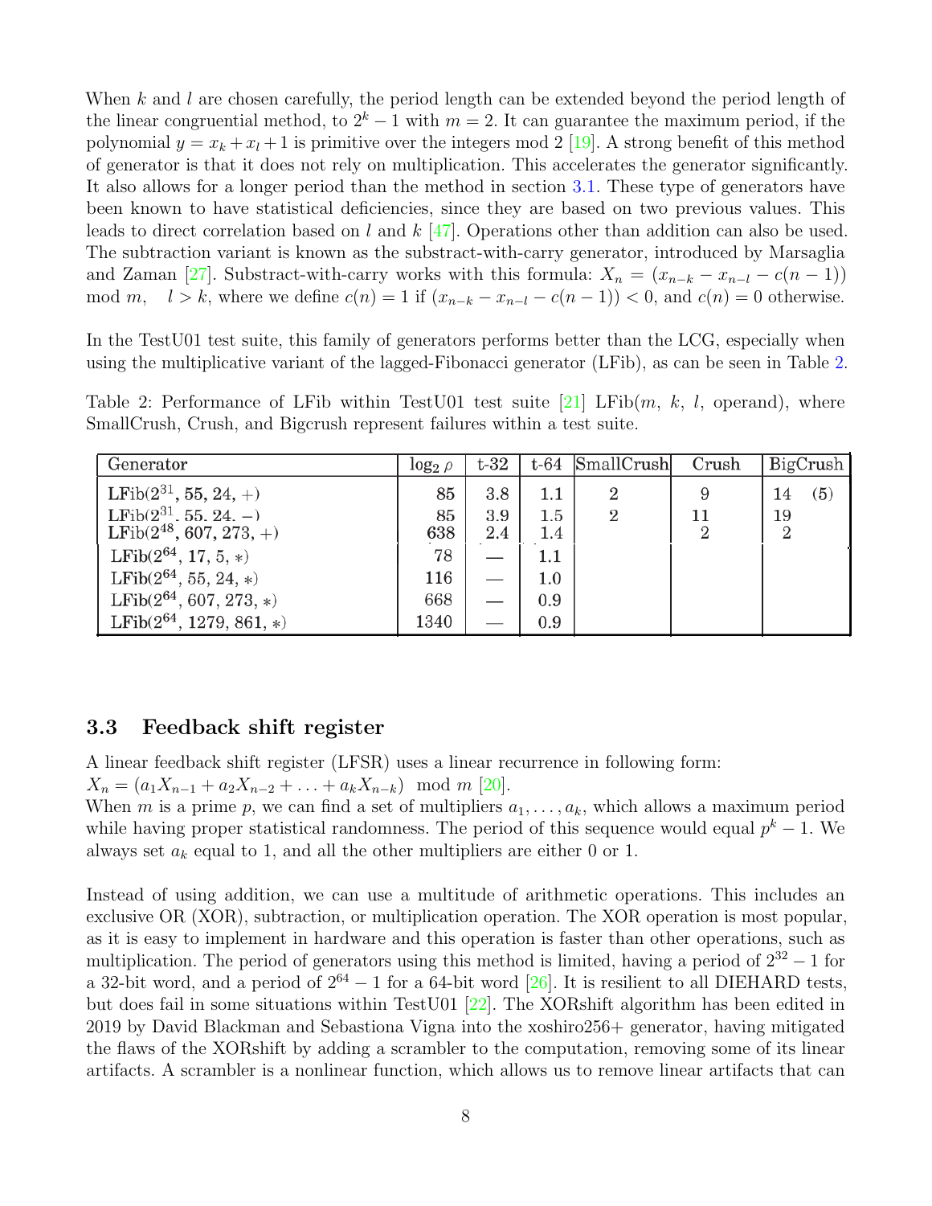When $k$ and $l$ are chosen carefully, the period length can be extended beyond the period length of the linear congruential method, to $2^k - 1$ with $m = 2$. It can guarantee the maximum period, if the polynomial $y = x_k + x_l + 1$ is primitive over the integers mod 2 [19]. A strong benefit of this method of generator is that it does not rely on multiplication. This accelerates the generator significantly. It also allows for a longer period than the method in section 3.1. These type of generators have been known to have statistical deficiencies, since they are based on two previous values. This leads to direct correlation based on $l$ and $k$ [47]. Operations other than addition can also be used. The subtraction variant is known as the substract-with-carry generator, introduced by Marsaglia and Zaman [27]. Substract-with-carry works with this formula: $X_n = (x_{n-k} - x_{n-l} - c(n-1)) \mod m, \quad l > k$, where we define $c(n) = 1$ if $(x_{n-k} - x_{n-l} - c(n-1)) < 0$, and $c(n) = 0$ otherwise.

In the TestU01 test suite, this family of generators performs better than the LCG, especially when using the multiplicative variant of the lagged-Fibonacci generator (LFib), as can be seen in Table 2.

Table 2: Performance of LFib within TestU01 test suite [21] LFib($m$, $k$, $l$, operand), where SmallCrush, Crush, and Bigcrush represent failures within a test suite.

| Generator | $\log_2 \rho$ | t-32 | t-64 | SmallCrush | Crush | BigCrush |
|---|---|---|---|---|---|---|
| LFib($2^{31}$, 55, 24, +) | 85 | 3.8 | 1.1 | 2 | 9 | 14 (5) |
| LFib($2^{31}$, 55, 24, −) | 85 | 3.9 | 1.5 | 2 | 11 | 19 |
| LFib($2^{48}$, 607, 273, +) | 638 | 2.4 | 1.4 | | 2 | 2 |
| LFib($2^{64}$, 17, 5, ∗) | 78 | — | 1.1 | | | |
| LFib($2^{64}$, 55, 24, ∗) | 116 | — | 1.0 | | | |
| LFib($2^{64}$, 607, 273, ∗) | 668 | — | 0.9 | | | |
| LFib($2^{64}$, 1279, 861, ∗) | 1340 | — | 0.9 | | | |

### 3.3 Feedback shift register

A linear feedback shift register (LFSR) uses a linear recurrence in following form:
$X_n = (a_1 X_{n-1} + a_2 X_{n-2} + \ldots + a_k X_{n-k}) \mod m$ [20].
When $m$ is a prime $p$, we can find a set of multipliers $a_1, \ldots, a_k$, which allows a maximum period while having proper statistical randomness. The period of this sequence would equal $p^k - 1$. We always set $a_k$ equal to 1, and all the other multipliers are either 0 or 1.

Instead of using addition, we can use a multitude of arithmetic operations. This includes an exclusive OR (XOR), subtraction, or multiplication operation. The XOR operation is most popular, as it is easy to implement in hardware and this operation is faster than other operations, such as multiplication. The period of generators using this method is limited, having a period of $2^{32} - 1$ for a 32-bit word, and a period of $2^{64} - 1$ for a 64-bit word [26]. It is resilient to all DIEHARD tests, but does fail in some situations within TestU01 [22]. The XORshift algorithm has been edited in 2019 by David Blackman and Sebastiona Vigna into the xoshiro256+ generator, having mitigated the flaws of the XORshift by adding a scrambler to the computation, removing some of its linear artifacts. A scrambler is a nonlinear function, which allows us to remove linear artifacts that can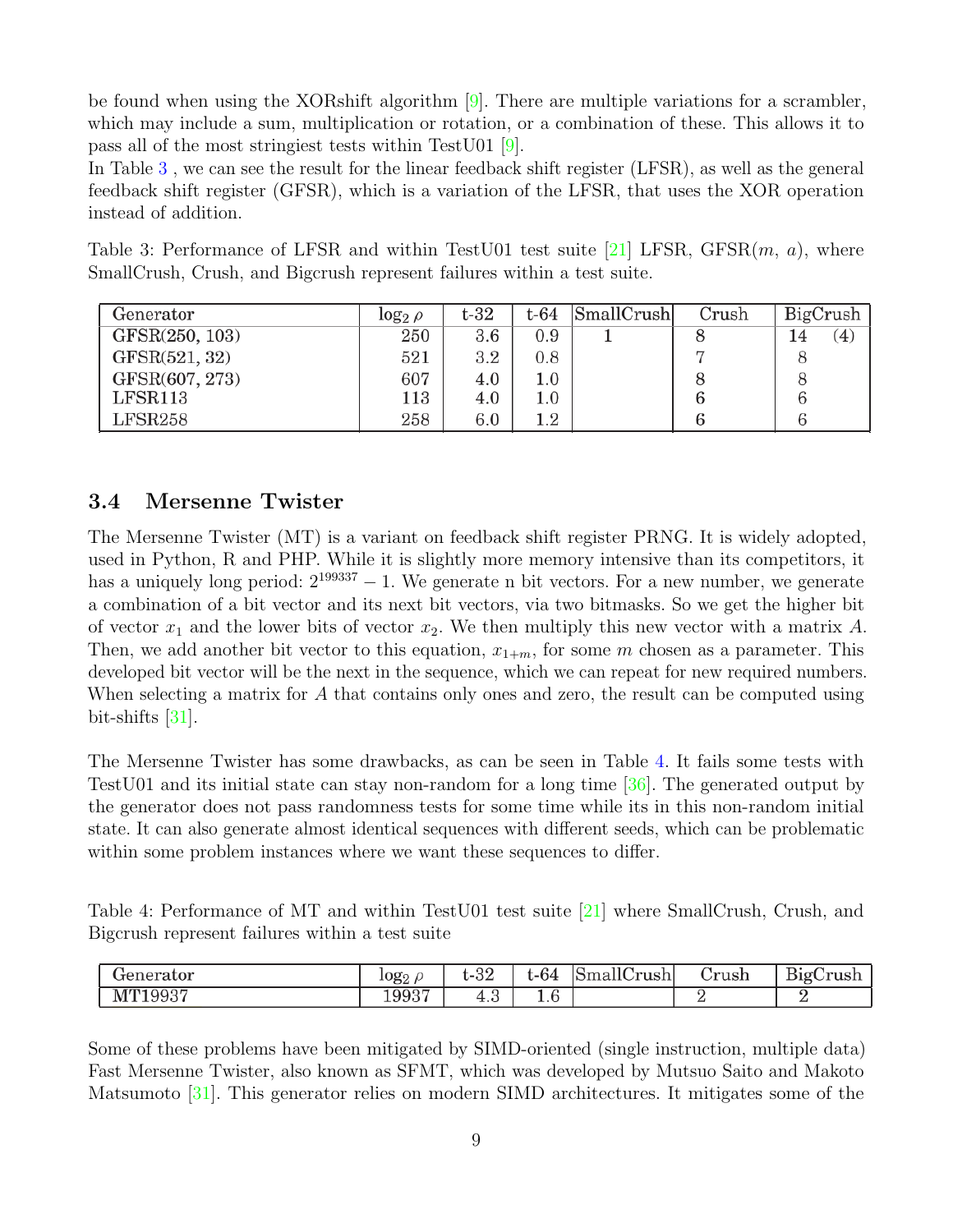be found when using the XORshift algorithm [9]. There are multiple variations for a scrambler, which may include a sum, multiplication or rotation, or a combination of these. This allows it to pass all of the most stringiest tests within TestU01 [9].
In Table 3 , we can see the result for the linear feedback shift register (LFSR), as well as the general feedback shift register (GFSR), which is a variation of the LFSR, that uses the XOR operation instead of addition.

Table 3: Performance of LFSR and within TestU01 test suite [21] LFSR, GFSR($m$, $a$), where SmallCrush, Crush, and Bigcrush represent failures within a test suite.

| Generator | $\log_2 \rho$ | t-32 | t-64 | SmallCrush | Crush | BigCrush |
|---|---|---|---|---|---|---|
| GFSR(250, 103) | 250 | 3.6 | 0.9 | 1 | 8 | 14 (4) |
| GFSR(521, 32) | 521 | 3.2 | 0.8 | | 7 | 8 |
| GFSR(607, 273) | 607 | 4.0 | 1.0 | | 8 | 8 |
| LFSR113 | 113 | 4.0 | 1.0 | | 6 | 6 |
| LFSR258 | 258 | 6.0 | 1.2 | | 6 | 6 |

### 3.4 Mersenne Twister

The Mersenne Twister (MT) is a variant on feedback shift register PRNG. It is widely adopted, used in Python, R and PHP. While it is slightly more memory intensive than its competitors, it has a uniquely long period: $2^{199337} - 1$. We generate n bit vectors. For a new number, we generate a combination of a bit vector and its next bit vectors, via two bitmasks. So we get the higher bit of vector $x_1$ and the lower bits of vector $x_2$. We then multiply this new vector with a matrix $A$. Then, we add another bit vector to this equation, $x_{1+m}$, for some $m$ chosen as a parameter. This developed bit vector will be the next in the sequence, which we can repeat for new required numbers. When selecting a matrix for $A$ that contains only ones and zero, the result can be computed using bit-shifts [31].

The Mersenne Twister has some drawbacks, as can be seen in Table 4. It fails some tests with TestU01 and its initial state can stay non-random for a long time [36]. The generated output by the generator does not pass randomness tests for some time while its in this non-random initial state. It can also generate almost identical sequences with different seeds, which can be problematic within some problem instances where we want these sequences to differ.

Table 4: Performance of MT and within TestU01 test suite [21] where SmallCrush, Crush, and Bigcrush represent failures within a test suite

| Generator | $\log_2 \rho$ | t-32 | t-64 | SmallCrush | Crush | BigCrush |
|---|---|---|---|---|---|---|
| MT19937 | 19937 | 4.3 | 1.6 | | 2 | 2 |

Some of these problems have been mitigated by SIMD-oriented (single instruction, multiple data) Fast Mersenne Twister, also known as SFMT, which was developed by Mutsuo Saito and Makoto Matsumoto [31]. This generator relies on modern SIMD architectures. It mitigates some of the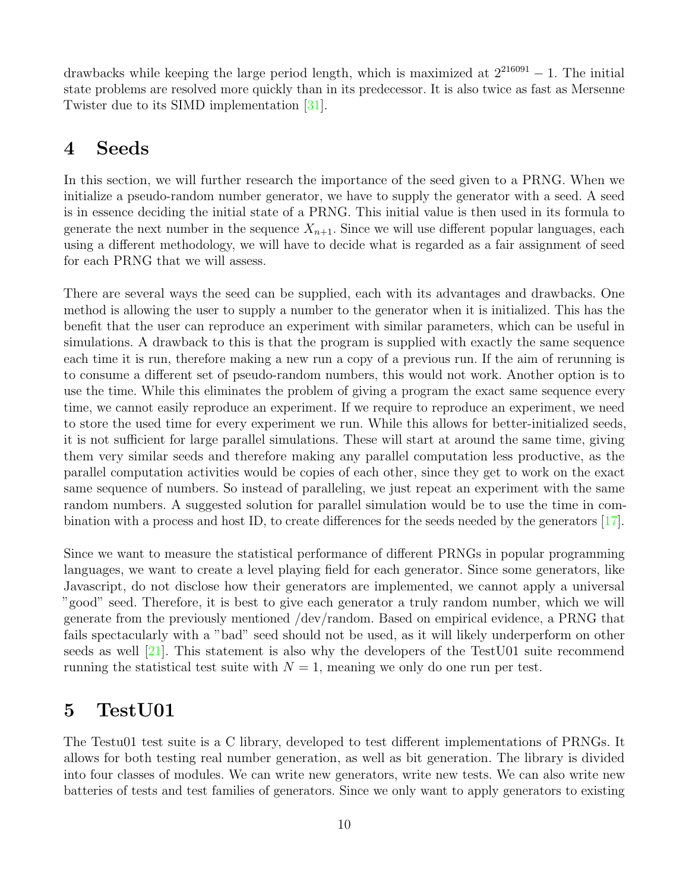drawbacks while keeping the large period length, which is maximized at $2^{216091} - 1$. The initial state problems are resolved more quickly than in its predecessor. It is also twice as fast as Mersenne Twister due to its SIMD implementation [31].

# 4 Seeds

In this section, we will further research the importance of the seed given to a PRNG. When we initialize a pseudo-random number generator, we have to supply the generator with a seed. A seed is in essence deciding the initial state of a PRNG. This initial value is then used in its formula to generate the next number in the sequence $X_{n+1}$. Since we will use different popular languages, each using a different methodology, we will have to decide what is regarded as a fair assignment of seed for each PRNG that we will assess.

There are several ways the seed can be supplied, each with its advantages and drawbacks. One method is allowing the user to supply a number to the generator when it is initialized. This has the benefit that the user can reproduce an experiment with similar parameters, which can be useful in simulations. A drawback to this is that the program is supplied with exactly the same sequence each time it is run, therefore making a new run a copy of a previous run. If the aim of rerunning is to consume a different set of pseudo-random numbers, this would not work. Another option is to use the time. While this eliminates the problem of giving a program the exact same sequence every time, we cannot easily reproduce an experiment. If we require to reproduce an experiment, we need to store the used time for every experiment we run. While this allows for better-initialized seeds, it is not sufficient for large parallel simulations. These will start at around the same time, giving them very similar seeds and therefore making any parallel computation less productive, as the parallel computation activities would be copies of each other, since they get to work on the exact same sequence of numbers. So instead of paralleling, we just repeat an experiment with the same random numbers. A suggested solution for parallel simulation would be to use the time in combination with a process and host ID, to create differences for the seeds needed by the generators [17].

Since we want to measure the statistical performance of different PRNGs in popular programming languages, we want to create a level playing field for each generator. Since some generators, like Javascript, do not disclose how their generators are implemented, we cannot apply a universal "good" seed. Therefore, it is best to give each generator a truly random number, which we will generate from the previously mentioned /dev/random. Based on empirical evidence, a PRNG that fails spectacularly with a "bad" seed should not be used, as it will likely underperform on other seeds as well [21]. This statement is also why the developers of the TestU01 suite recommend running the statistical test suite with $N = 1$, meaning we only do one run per test.

# 5 TestU01

The Testu01 test suite is a C library, developed to test different implementations of PRNGs. It allows for both testing real number generation, as well as bit generation. The library is divided into four classes of modules. We can write new generators, write new tests. We can also write new batteries of tests and test families of generators. Since we only want to apply generators to existing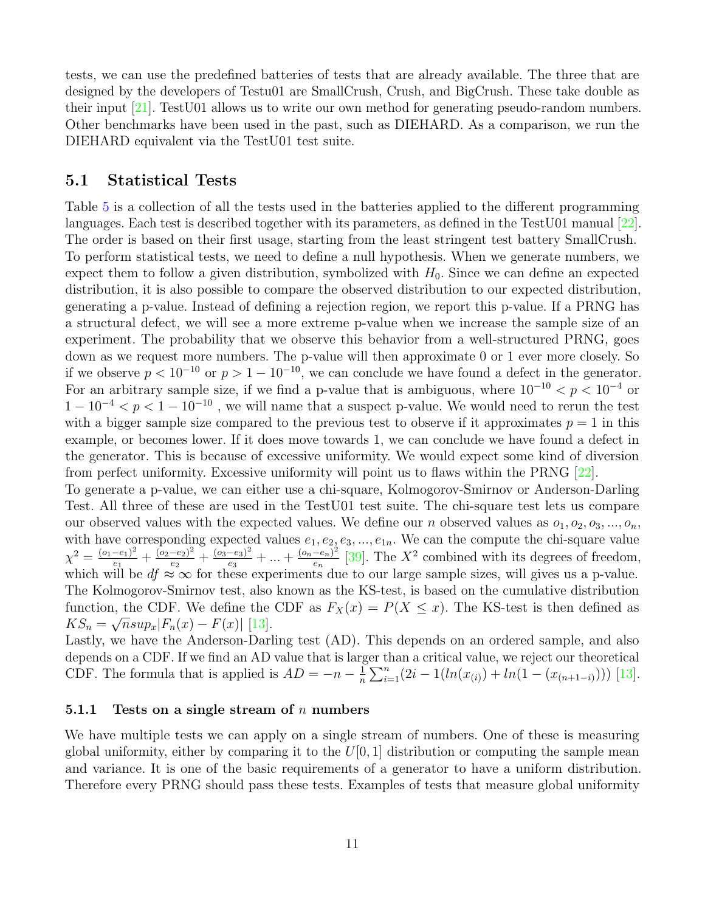tests, we can use the predefined batteries of tests that are already available. The three that are designed by the developers of Testu01 are SmallCrush, Crush, and BigCrush. These take double as their input [21]. TestU01 allows us to write our own method for generating pseudo-random numbers. Other benchmarks have been used in the past, such as DIEHARD. As a comparison, we run the DIEHARD equivalent via the TestU01 test suite.

## 5.1 Statistical Tests

Table 5 is a collection of all the tests used in the batteries applied to the different programming languages. Each test is described together with its parameters, as defined in the TestU01 manual [22]. The order is based on their first usage, starting from the least stringent test battery SmallCrush. To perform statistical tests, we need to define a null hypothesis. When we generate numbers, we expect them to follow a given distribution, symbolized with $H_0$. Since we can define an expected distribution, it is also possible to compare the observed distribution to our expected distribution, generating a p-value. Instead of defining a rejection region, we report this p-value. If a PRNG has a structural defect, we will see a more extreme p-value when we increase the sample size of an experiment. The probability that we observe this behavior from a well-structured PRNG, goes down as we request more numbers. The p-value will then approximate 0 or 1 ever more closely. So if we observe $p < 10^{-10}$ or $p > 1 - 10^{-10}$, we can conclude we have found a defect in the generator. For an arbitrary sample size, if we find a p-value that is ambiguous, where $10^{-10} < p < 10^{-4}$ or $1 - 10^{-4} < p < 1 - 10^{-10}$ , we will name that a suspect p-value. We would need to rerun the test with a bigger sample size compared to the previous test to observe if it approximates $p = 1$ in this example, or becomes lower. If it does move towards 1, we can conclude we have found a defect in the generator. This is because of excessive uniformity. We would expect some kind of diversion from perfect uniformity. Excessive uniformity will point us to flaws within the PRNG [22].

To generate a p-value, we can either use a chi-square, Kolmogorov-Smirnov or Anderson-Darling Test. All three of these are used in the TestU01 test suite. The chi-square test lets us compare our observed values with the expected values. We define our $n$ observed values as $o_1, o_2, o_3, ..., o_n$, with have corresponding expected values $e_1, e_2, e_3, ..., e_{1n}$. We can the compute the chi-square value $\chi^2 = \frac{(o_1-e_1)^2}{e_1} + \frac{(o_2-e_2)^2}{e_2} + \frac{(o_3-e_3)^2}{e_3} + ... + \frac{(o_n-e_n)^2}{e_n}$ [39]. The $X^2$ combined with its degrees of freedom, which will be $df \approx \infty$ for these experiments due to our large sample sizes, will gives us a p-value. The Kolmogorov-Smirnov test, also known as the KS-test, is based on the cumulative distribution function, the CDF. We define the CDF as $F_X(x) = P(X \leq x)$. The KS-test is then defined as $KS_n = \sqrt{n} sup_x |F_n(x) - F(x)|$ [13].

Lastly, we have the Anderson-Darling test (AD). This depends on an ordered sample, and also depends on a CDF. If we find an AD value that is larger than a critical value, we reject our theoretical CDF. The formula that is applied is $AD = -n - \frac{1}{n} \sum_{i=1}^{n} (2i - 1(ln(x_{(i)}) + ln(1 - (x_{(n+1-i)}))))$ [13].

### 5.1.1 Tests on a single stream of $n$ numbers

We have multiple tests we can apply on a single stream of numbers. One of these is measuring global uniformity, either by comparing it to the $U[0, 1]$ distribution or computing the sample mean and variance. It is one of the basic requirements of a generator to have a uniform distribution. Therefore every PRNG should pass these tests. Examples of tests that measure global uniformity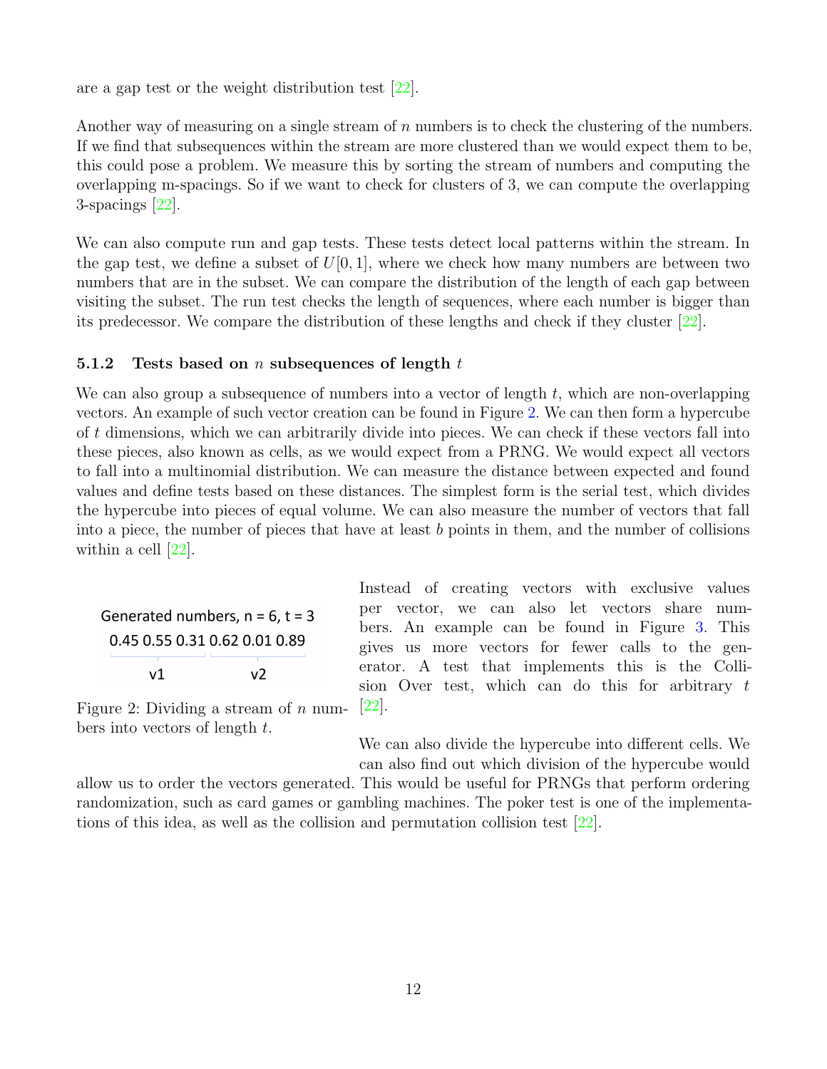are a gap test or the weight distribution test [22].

Another way of measuring on a single stream of $n$ numbers is to check the clustering of the numbers. If we find that subsequences within the stream are more clustered than we would expect them to be, this could pose a problem. We measure this by sorting the stream of numbers and computing the overlapping m-spacings. So if we want to check for clusters of 3, we can compute the overlapping 3-spacings [22].

We can also compute run and gap tests. These tests detect local patterns within the stream. In the gap test, we define a subset of $U[0, 1]$, where we check how many numbers are between two numbers that are in the subset. We can compare the distribution of the length of each gap between visiting the subset. The run test checks the length of sequences, where each number is bigger than its predecessor. We compare the distribution of these lengths and check if they cluster [22].

### 5.1.2 Tests based on $n$ subsequences of length $t$

We can also group a subsequence of numbers into a vector of length $t$, which are non-overlapping vectors. An example of such vector creation can be found in Figure 2. We can then form a hypercube of $t$ dimensions, which we can arbitrarily divide into pieces. We can check if these vectors fall into these pieces, also known as cells, as we would expect from a PRNG. We would expect all vectors to fall into a multinomial distribution. We can measure the distance between expected and found values and define tests based on these distances. The simplest form is the serial test, which divides the hypercube into pieces of equal volume. We can also measure the number of vectors that fall into a piece, the number of pieces that have at least $b$ points in them, and the number of collisions within a cell [22].

Generated numbers, n = 6, t = 3

0.45 0.55 0.31 0.62 0.01 0.89

v1 v2

Figure 2: Dividing a stream of $n$ numbers into vectors of length $t$.

Instead of creating vectors with exclusive values per vector, we can also let vectors share numbers. An example can be found in Figure 3. This gives us more vectors for fewer calls to the generator. A test that implements this is the Collision Over test, which can do this for arbitrary $t$ [22].

We can also divide the hypercube into different cells. We can also find out which division of the hypercube would allow us to order the vectors generated. This would be useful for PRNGs that perform ordering randomization, such as card games or gambling machines. The poker test is one of the implementations of this idea, as well as the collision and permutation collision test [22].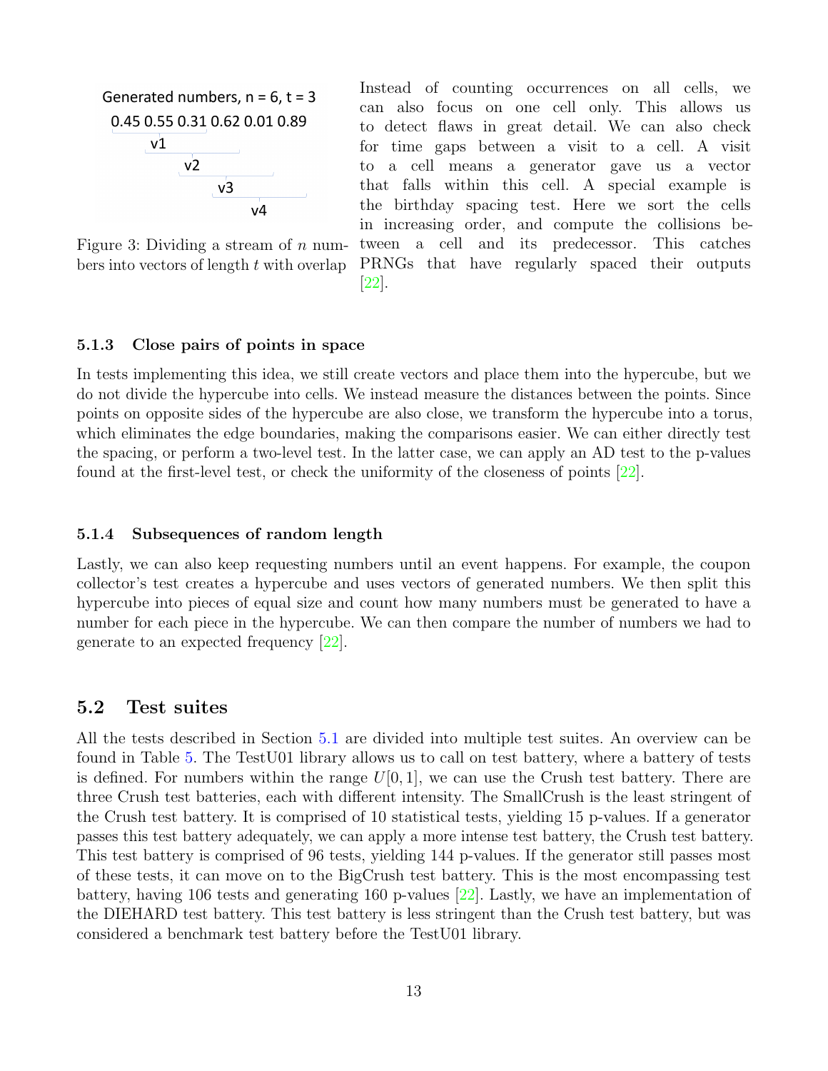Generated numbers, n = 6, t = 3

0.45 0.55 0.31 0.62 0.01 0.89

v1

v2

v3

v4

Figure 3: Dividing a stream of $n$ numbers into vectors of length $t$ with overlap

Instead of counting occurrences on all cells, we can also focus on one cell only. This allows us to detect flaws in great detail. We can also check for time gaps between a visit to a cell. A visit to a cell means a generator gave us a vector that falls within this cell. A special example is the birthday spacing test. Here we sort the cells in increasing order, and compute the collisions between a cell and its predecessor. This catches PRNGs that have regularly spaced their outputs [22].

#### 5.1.3 Close pairs of points in space

In tests implementing this idea, we still create vectors and place them into the hypercube, but we do not divide the hypercube into cells. We instead measure the distances between the points. Since points on opposite sides of the hypercube are also close, we transform the hypercube into a torus, which eliminates the edge boundaries, making the comparisons easier. We can either directly test the spacing, or perform a two-level test. In the latter case, we can apply an AD test to the p-values found at the first-level test, or check the uniformity of the closeness of points [22].

#### 5.1.4 Subsequences of random length

Lastly, we can also keep requesting numbers until an event happens. For example, the coupon collector's test creates a hypercube and uses vectors of generated numbers. We then split this hypercube into pieces of equal size and count how many numbers must be generated to have a number for each piece in the hypercube. We can then compare the number of numbers we had to generate to an expected frequency [22].

### 5.2 Test suites

All the tests described in Section 5.1 are divided into multiple test suites. An overview can be found in Table 5. The TestU01 library allows us to call on test battery, where a battery of tests is defined. For numbers within the range $U[0, 1]$, we can use the Crush test battery. There are three Crush test batteries, each with different intensity. The SmallCrush is the least stringent of the Crush test battery. It is comprised of 10 statistical tests, yielding 15 p-values. If a generator passes this test battery adequately, we can apply a more intense test battery, the Crush test battery. This test battery is comprised of 96 tests, yielding 144 p-values. If the generator still passes most of these tests, it can move on to the BigCrush test battery. This is the most encompassing test battery, having 106 tests and generating 160 p-values [22]. Lastly, we have an implementation of the DIEHARD test battery. This test battery is less stringent than the Crush test battery, but was considered a benchmark test battery before the TestU01 library.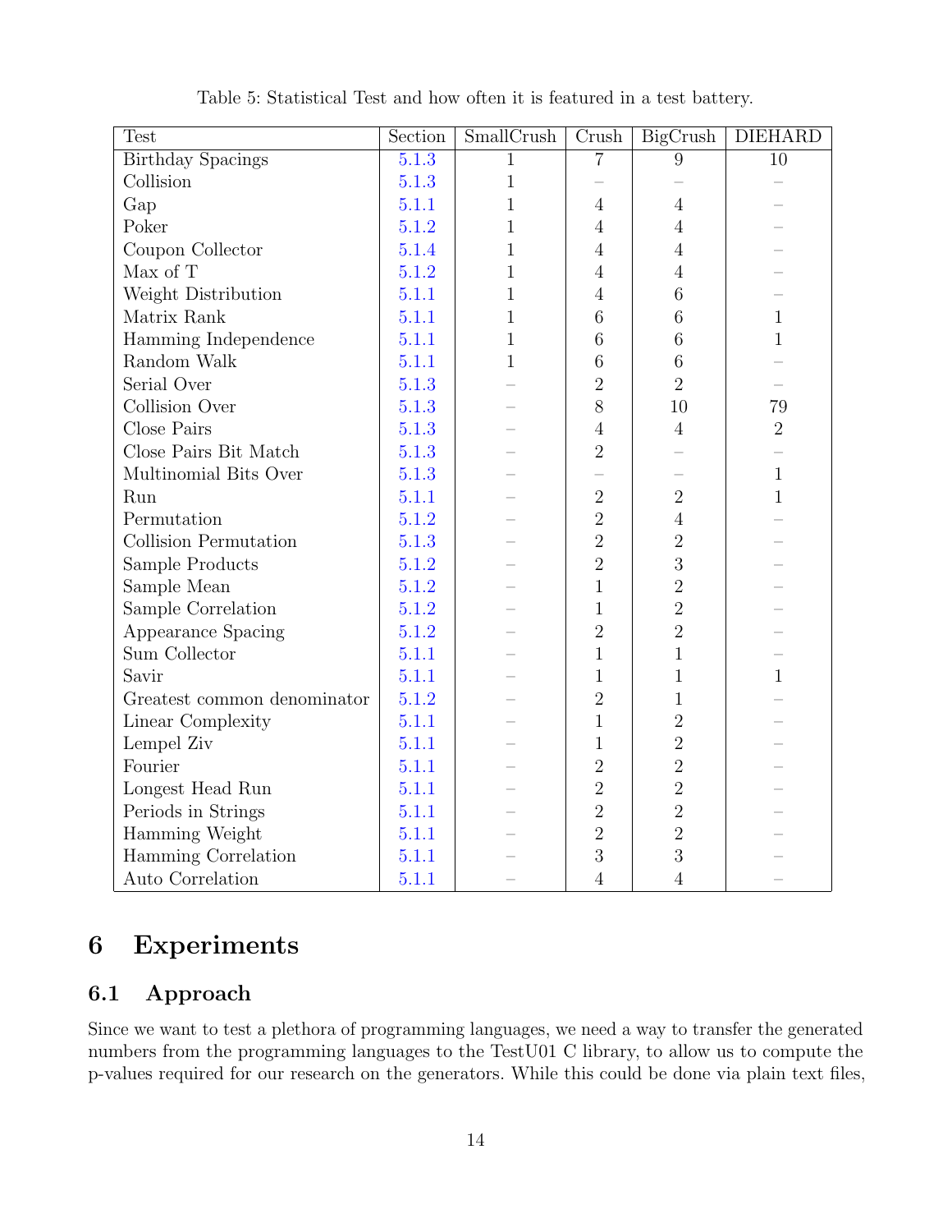Table 5: Statistical Test and how often it is featured in a test battery.

| Test | Section | SmallCrush | Crush | BigCrush | DIEHARD |
|---|---|---|---|---|---|
| Birthday Spacings | 5.1.3 | 1 | 7 | 9 | 10 |
| Collision | 5.1.3 | 1 | – | – | – |
| Gap | 5.1.1 | 1 | 4 | 4 | – |
| Poker | 5.1.2 | 1 | 4 | 4 | – |
| Coupon Collector | 5.1.4 | 1 | 4 | 4 | – |
| Max of T | 5.1.2 | 1 | 4 | 4 | – |
| Weight Distribution | 5.1.1 | 1 | 4 | 6 | – |
| Matrix Rank | 5.1.1 | 1 | 6 | 6 | 1 |
| Hamming Independence | 5.1.1 | 1 | 6 | 6 | 1 |
| Random Walk | 5.1.1 | 1 | 6 | 6 | – |
| Serial Over | 5.1.3 | – | 2 | 2 | – |
| Collision Over | 5.1.3 | – | 8 | 10 | 79 |
| Close Pairs | 5.1.3 | – | 4 | 4 | 2 |
| Close Pairs Bit Match | 5.1.3 | – | 2 | – | – |
| Multinomial Bits Over | 5.1.3 | – | – | – | 1 |
| Run | 5.1.1 | – | 2 | 2 | 1 |
| Permutation | 5.1.2 | – | 2 | 4 | – |
| Collision Permutation | 5.1.3 | – | 2 | 2 | – |
| Sample Products | 5.1.2 | – | 2 | 3 | – |
| Sample Mean | 5.1.2 | – | 1 | 2 | – |
| Sample Correlation | 5.1.2 | – | 1 | 2 | – |
| Appearance Spacing | 5.1.2 | – | 2 | 2 | – |
| Sum Collector | 5.1.1 | – | 1 | 1 | – |
| Savir | 5.1.1 | – | 1 | 1 | 1 |
| Greatest common denominator | 5.1.2 | – | 2 | 1 | – |
| Linear Complexity | 5.1.1 | – | 1 | 2 | – |
| Lempel Ziv | 5.1.1 | – | 1 | 2 | – |
| Fourier | 5.1.1 | – | 2 | 2 | – |
| Longest Head Run | 5.1.1 | – | 2 | 2 | – |
| Periods in Strings | 5.1.1 | – | 2 | 2 | – |
| Hamming Weight | 5.1.1 | – | 2 | 2 | – |
| Hamming Correlation | 5.1.1 | – | 3 | 3 | – |
| Auto Correlation | 5.1.1 | – | 4 | 4 | – |

# 6 Experiments

## 6.1 Approach

Since we want to test a plethora of programming languages, we need a way to transfer the generated numbers from the programming languages to the TestU01 C library, to allow us to compute the p-values required for our research on the generators. While this could be done via plain text files,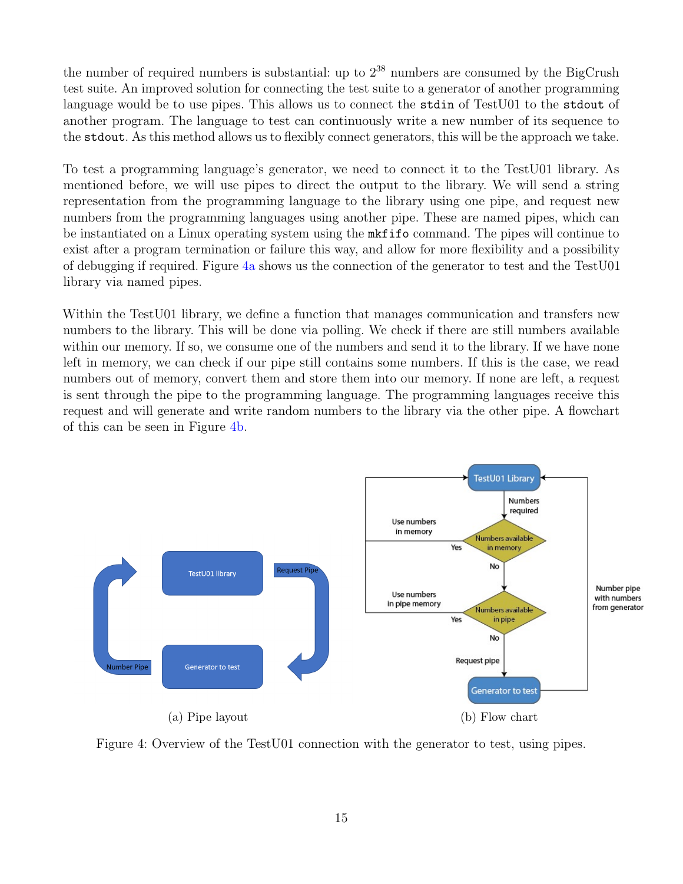the number of required numbers is substantial: up to $2^{38}$ numbers are consumed by the BigCrush test suite. An improved solution for connecting the test suite to a generator of another programming language would be to use pipes. This allows us to connect the `stdin` of TestU01 to the `stdout` of another program. The language to test can continuously write a new number of its sequence to the `stdout`. As this method allows us to flexibly connect generators, this will be the approach we take.

To test a programming language's generator, we need to connect it to the TestU01 library. As mentioned before, we will use pipes to direct the output to the library. We will send a string representation from the programming language to the library using one pipe, and request new numbers from the programming languages using another pipe. These are named pipes, which can be instantiated on a Linux operating system using the `mkfifo` command. The pipes will continue to exist after a program termination or failure this way, and allow for more flexibility and a possibility of debugging if required. Figure 4a shows us the connection of the generator to test and the TestU01 library via named pipes.

Within the TestU01 library, we define a function that manages communication and transfers new numbers to the library. This will be done via polling. We check if there are still numbers available within our memory. If so, we consume one of the numbers and send it to the library. If we have none left in memory, we can check if our pipe still contains some numbers. If this is the case, we read numbers out of memory, convert them and store them into our memory. If none are left, a request is sent through the pipe to the programming language. The programming languages receive this request and will generate and write random numbers to the library via the other pipe. A flowchart of this can be seen in Figure 4b.

(a) Pipe layout

(b) Flow chart

Figure 4: Overview of the TestU01 connection with the generator to test, using pipes.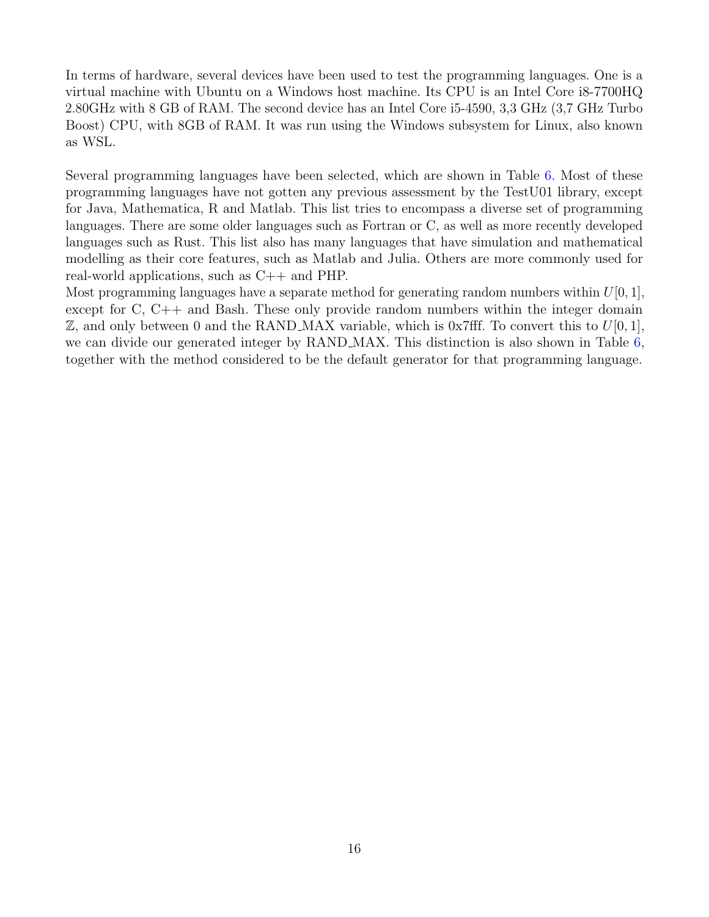In terms of hardware, several devices have been used to test the programming languages. One is a virtual machine with Ubuntu on a Windows host machine. Its CPU is an Intel Core i8-7700HQ 2.80GHz with 8 GB of RAM. The second device has an Intel Core i5-4590, 3,3 GHz (3,7 GHz Turbo Boost) CPU, with 8GB of RAM. It was run using the Windows subsystem for Linux, also known as WSL.

Several programming languages have been selected, which are shown in Table 6. Most of these programming languages have not gotten any previous assessment by the TestU01 library, except for Java, Mathematica, R and Matlab. This list tries to encompass a diverse set of programming languages. There are some older languages such as Fortran or C, as well as more recently developed languages such as Rust. This list also has many languages that have simulation and mathematical modelling as their core features, such as Matlab and Julia. Others are more commonly used for real-world applications, such as C++ and PHP.
Most programming languages have a separate method for generating random numbers within $U[0, 1]$, except for C, C++ and Bash. These only provide random numbers within the integer domain $\mathbb{Z}$, and only between 0 and the RAND_MAX variable, which is 0x7fff. To convert this to $U[0, 1]$, we can divide our generated integer by RAND_MAX. This distinction is also shown in Table 6, together with the method considered to be the default generator for that programming language.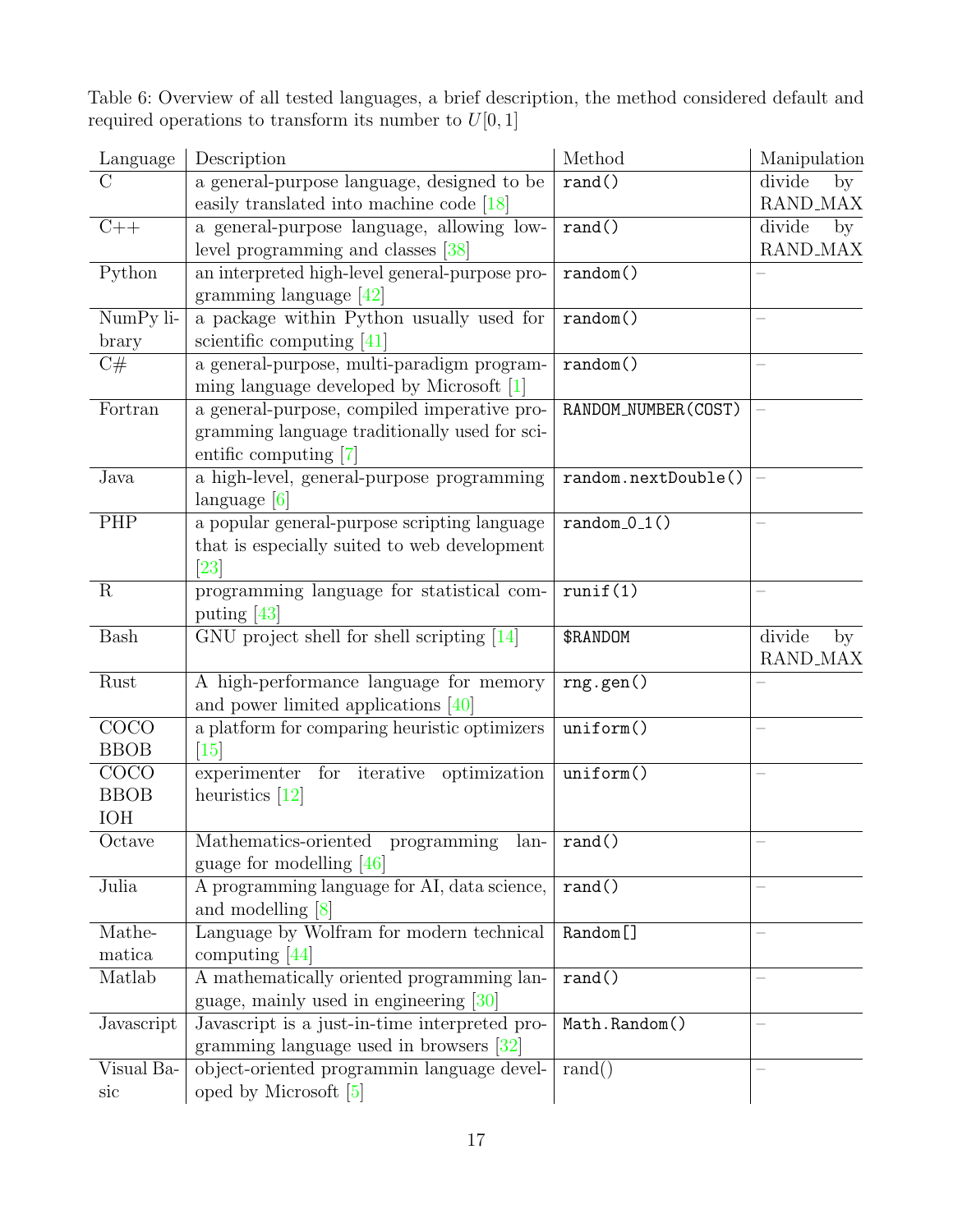Table 6: Overview of all tested languages, a brief description, the method considered default and required operations to transform its number to $U[0, 1]$

| Language | Description | Method | Manipulation |
|---|---|---|---|
| C | a general-purpose language, designed to be easily translated into machine code [18] | `rand()` | divide by RAND_MAX |
| C++ | a general-purpose language, allowing low-level programming and classes [38] | `rand()` | divide by RAND_MAX |
| Python | an interpreted high-level general-purpose programming language [42] | `random()` | – |
| NumPy library | a package within Python usually used for scientific computing [41] | `random()` | – |
| C# | a general-purpose, multi-paradigm programming language developed by Microsoft [1] | `random()` | – |
| Fortran | a general-purpose, compiled imperative programming language traditionally used for scientific computing [7] | `RANDOM_NUMBER(COST)` | – |
| Java | a high-level, general-purpose programming language [6] | `random.nextDouble()` | – |
| PHP | a popular general-purpose scripting language that is especially suited to web development [23] | `random_0_1()` | – |
| R | programming language for statistical computing [43] | `runif(1)` | – |
| Bash | GNU project shell for shell scripting [14] | `$RANDOM` | divide by RAND_MAX |
| Rust | A high-performance language for memory and power limited applications [40] | `rng.gen()` | – |
| COCO BBOB | a platform for comparing heuristic optimizers [15] | `uniform()` | – |
| COCO BBOB IOH | experimenter for iterative optimization heuristics [12] | `uniform()` | – |
| Octave | Mathematics-oriented programming language for modelling [46] | `rand()` | – |
| Julia | A programming language for AI, data science, and modelling [8] | `rand()` | – |
| Mathematica | Language by Wolfram for modern technical computing [44] | `Random[]` | – |
| Matlab | A mathematically oriented programming language, mainly used in engineering [30] | `rand()` | – |
| Javascript | Javascript is a just-in-time interpreted programming language used in browsers [32] | `Math.Random()` | – |
| Visual Basic | object-oriented programmin language developed by Microsoft [5] | rand() | – |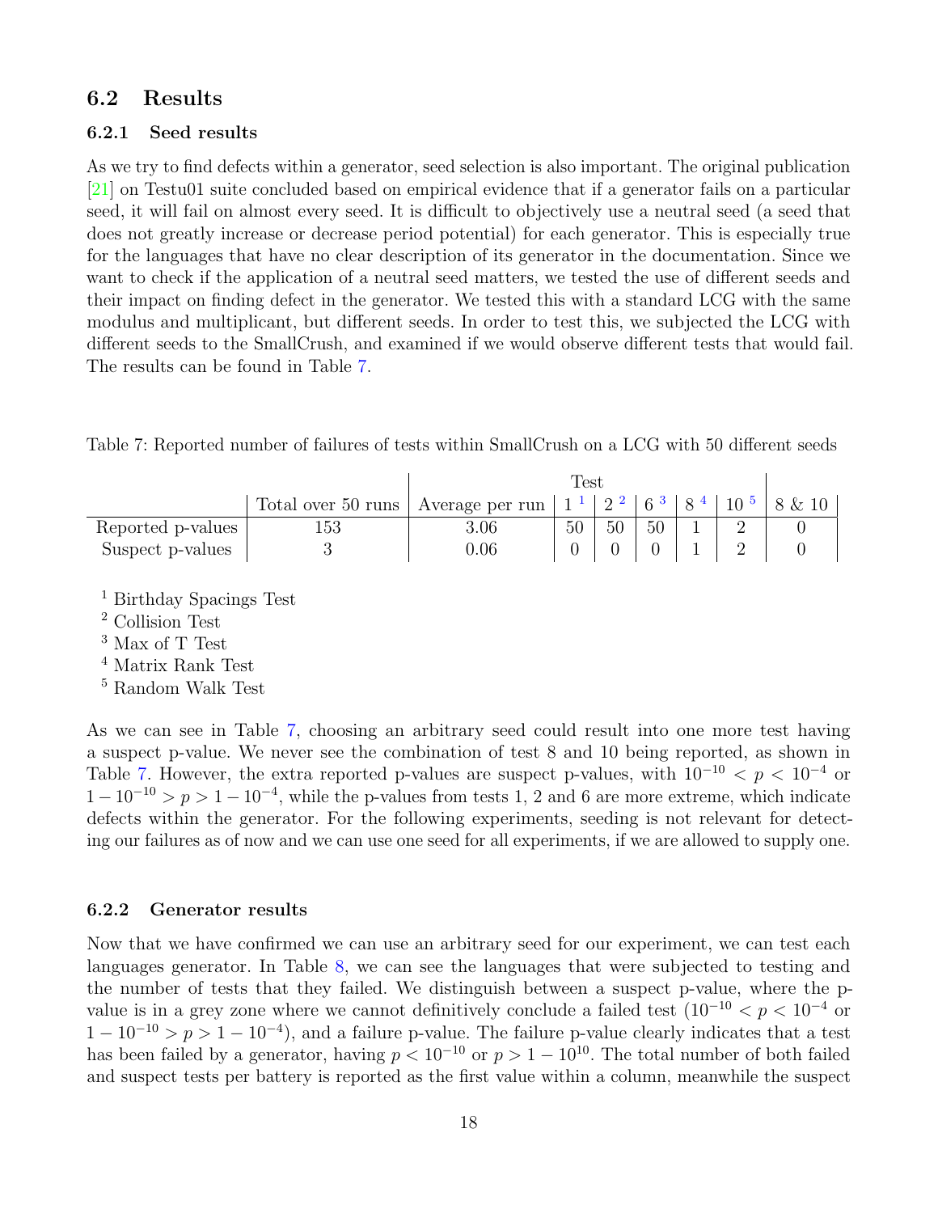## 6.2 Results

### 6.2.1 Seed results

As we try to find defects within a generator, seed selection is also important. The original publication [21] on Testu01 suite concluded based on empirical evidence that if a generator fails on a particular seed, it will fail on almost every seed. It is difficult to objectively use a neutral seed (a seed that does not greatly increase or decrease period potential) for each generator. This is especially true for the languages that have no clear description of its generator in the documentation. Since we want to check if the application of a neutral seed matters, we tested the use of different seeds and their impact on finding defect in the generator. We tested this with a standard LCG with the same modulus and multiplicant, but different seeds. In order to test this, we subjected the LCG with different seeds to the SmallCrush, and examined if we would observe different tests that would fail. The results can be found in Table 7.

Table 7: Reported number of failures of tests within SmallCrush on a LCG with 50 different seeds

| | | | Test | | | | | |
|---|---|---|---|---|---|---|---|---|
| | Total over 50 runs | Average per run | 1 [1] | 2 [2] | 6 [3] | 8 [4] | 10 [5] | 8 & 10 |
| Reported p-values | 153 | 3.06 | 50 | 50 | 50 | 1 | 2 | 0 |
| Suspect p-values | 3 | 0.06 | 0 | 0 | 0 | 1 | 2 | 0 |

[1] Birthday Spacings Test
[2] Collision Test
[3] Max of T Test
[4] Matrix Rank Test
[5] Random Walk Test

As we can see in Table 7, choosing an arbitrary seed could result into one more test having a suspect p-value. We never see the combination of test 8 and 10 being reported, as shown in Table 7. However, the extra reported p-values are suspect p-values, with $10^{-10} < p < 10^{-4}$ or $1 - 10^{-10} > p > 1 - 10^{-4}$, while the p-values from tests 1, 2 and 6 are more extreme, which indicate defects within the generator. For the following experiments, seeding is not relevant for detecting our failures as of now and we can use one seed for all experiments, if we are allowed to supply one.

### 6.2.2 Generator results

Now that we have confirmed we can use an arbitrary seed for our experiment, we can test each languages generator. In Table 8, we can see the languages that were subjected to testing and the number of tests that they failed. We distinguish between a suspect p-value, where the p-value is in a grey zone where we cannot definitively conclude a failed test ($10^{-10} < p < 10^{-4}$ or $1 - 10^{-10} > p > 1 - 10^{-4}$), and a failure p-value. The failure p-value clearly indicates that a test has been failed by a generator, having $p < 10^{-10}$ or $p > 1 - 10^{10}$. The total number of both failed and suspect tests per battery is reported as the first value within a column, meanwhile the suspect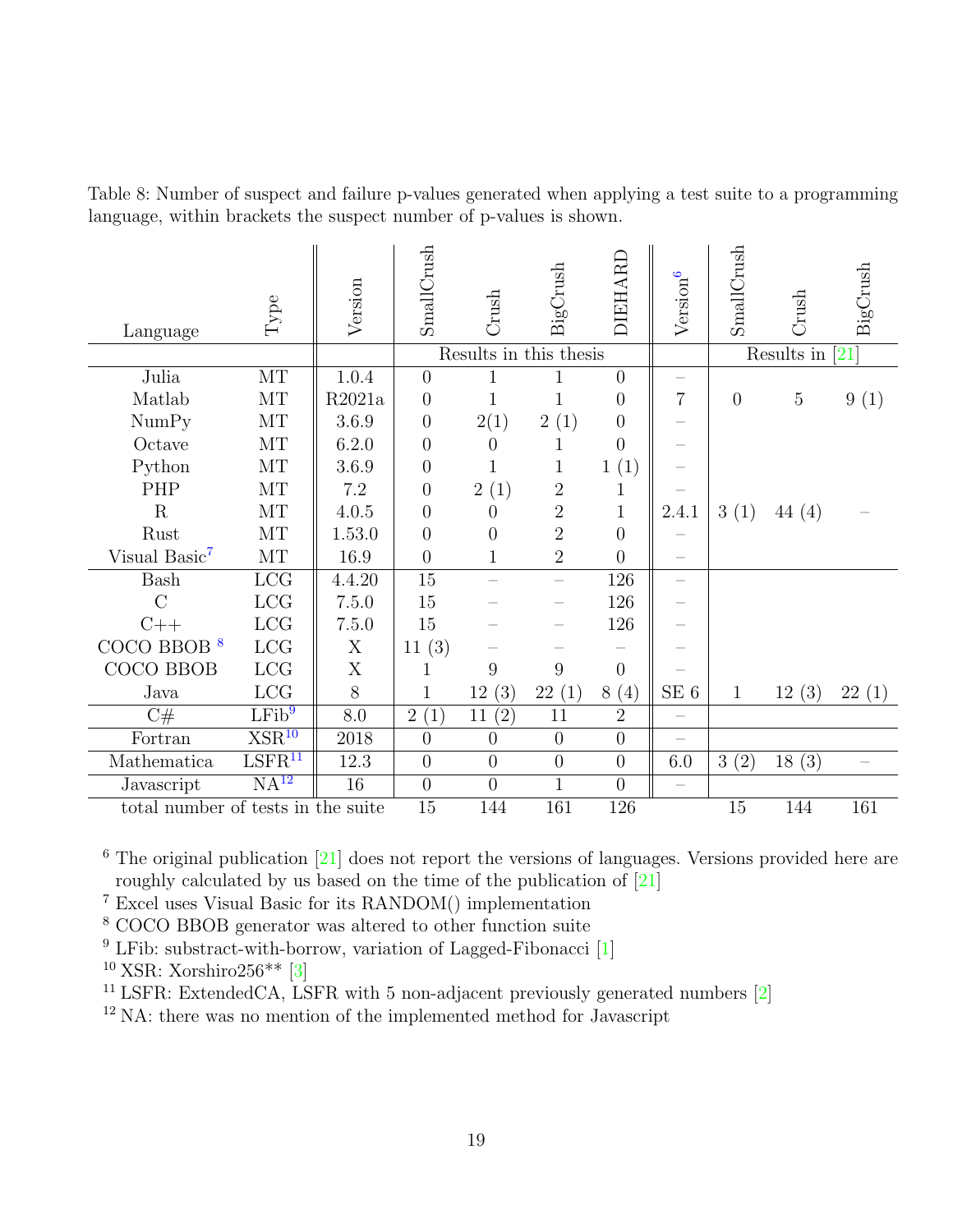Table 8: Number of suspect and failure p-values generated when applying a test suite to a programming language, within brackets the suspect number of p-values is shown.

| Language | Type | Version | SmallCrush | Crush | BigCrush | DIEHARD | Version[6] | SmallCrush | Crush | BigCrush |
|---|---|---|---|---|---|---|---|---|---|---|
| | | | Results in this thesis | | | | | Results in [21] | | |
| Julia | MT | 1.0.4 | 0 | 1 | 1 | 0 | – | | | |
| Matlab | MT | R2021a | 0 | 1 | 1 | 0 | 7 | 0 | 5 | 9 (1) |
| NumPy | MT | 3.6.9 | 0 | 2(1) | 2 (1) | 0 | – | | | |
| Octave | MT | 6.2.0 | 0 | 0 | 1 | 0 | – | | | |
| Python | MT | 3.6.9 | 0 | 1 | 1 | 1 (1) | – | | | |
| PHP | MT | 7.2 | 0 | 2 (1) | 2 | 1 | – | | | |
| R | MT | 4.0.5 | 0 | 0 | 2 | 1 | 2.4.1 | 3 (1) | 44 (4) | – |
| Rust | MT | 1.53.0 | 0 | 0 | 2 | 0 | – | | | |
| Visual Basic[7] | MT | 16.9 | 0 | 1 | 2 | 0 | – | | | |
| Bash | LCG | 4.4.20 | 15 | – | – | 126 | – | | | |
| C | LCG | 7.5.0 | 15 | – | – | 126 | – | | | |
| C++ | LCG | 7.5.0 | 15 | – | – | 126 | – | | | |
| COCO BBOB [8] | LCG | X | 11 (3) | – | – | – | – | | | |
| COCO BBOB | LCG | X | 1 | 9 | 9 | 0 | – | | | |
| Java | LCG | 8 | 1 | 12 (3) | 22 (1) | 8 (4) | SE 6 | 1 | 12 (3) | 22 (1) |
| C# | LFib[9] | 8.0 | 2 (1) | 11 (2) | 11 | 2 | – | | | |
| Fortran | XSR[10] | 2018 | 0 | 0 | 0 | 0 | – | | | |
| Mathematica | LSFR[11] | 12.3 | 0 | 0 | 0 | 0 | 6.0 | 3 (2) | 18 (3) | – |
| Javascript | NA[12] | 16 | 0 | 0 | 1 | 0 | – | | | |
| total number of tests in the suite | | | 15 | 144 | 161 | 126 | | 15 | 144 | 161 |

[6] The original publication [21] does not report the versions of languages. Versions provided here are roughly calculated by us based on the time of the publication of [21]

[7] Excel uses Visual Basic for its RANDOM() implementation

[8] COCO BBOB generator was altered to other function suite

[9] LFib: substract-with-borrow, variation of Lagged-Fibonacci [1]

[10] XSR: Xorshiro256** [3]

[11] LSFR: ExtendedCA, LSFR with 5 non-adjacent previously generated numbers [2]

[12] NA: there was no mention of the implemented method for Javascript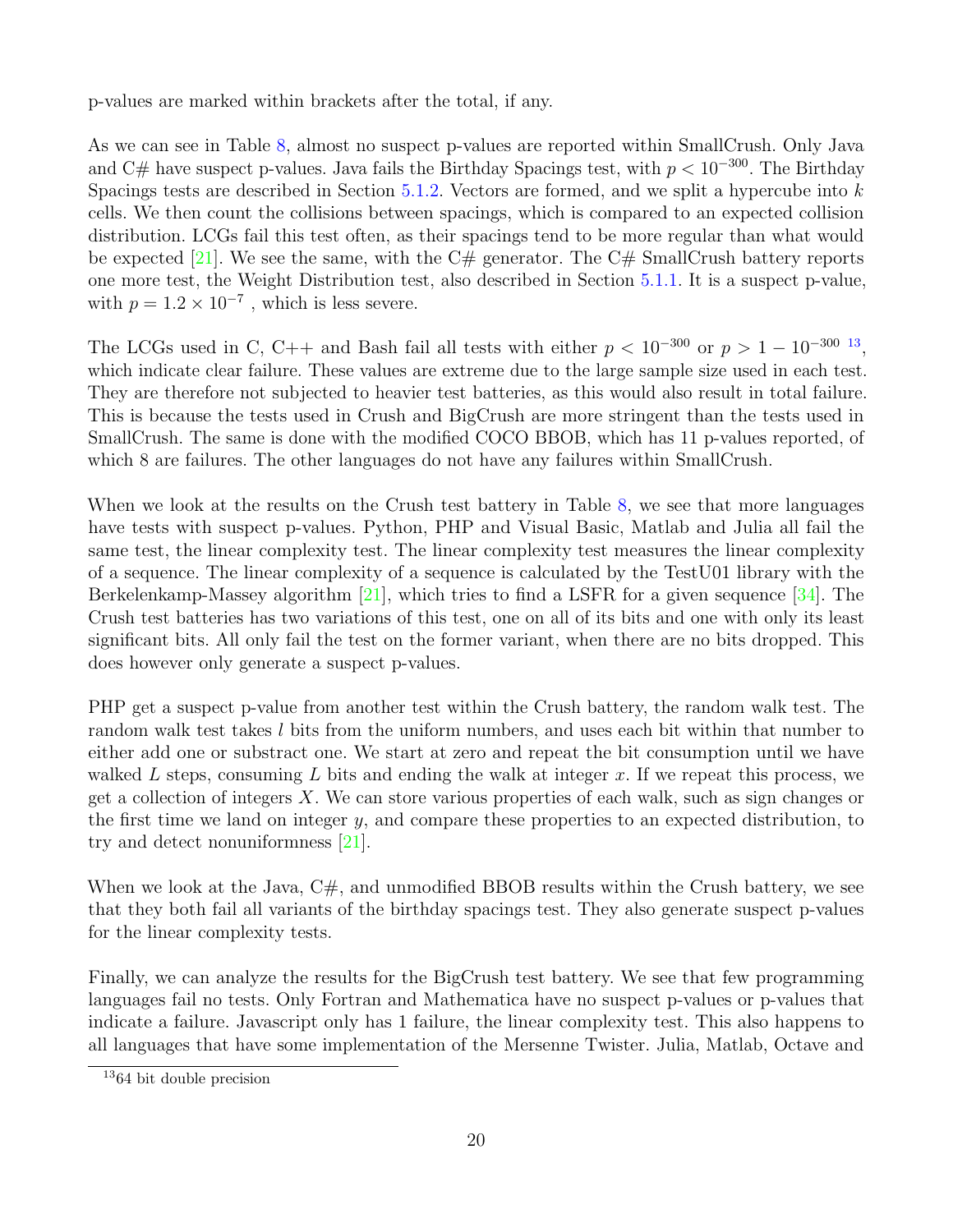p-values are marked within brackets after the total, if any.

As we can see in Table 8, almost no suspect p-values are reported within SmallCrush. Only Java and C# have suspect p-values. Java fails the Birthday Spacings test, with $p < 10^{-300}$. The Birthday Spacings tests are described in Section 5.1.2. Vectors are formed, and we split a hypercube into $k$ cells. We then count the collisions between spacings, which is compared to an expected collision distribution. LCGs fail this test often, as their spacings tend to be more regular than what would be expected [21]. We see the same, with the C# generator. The C# SmallCrush battery reports one more test, the Weight Distribution test, also described in Section 5.1.1. It is a suspect p-value, with $p = 1.2 \times 10^{-7}$ , which is less severe.

The LCGs used in C, C++ and Bash fail all tests with either $p < 10^{-300}$ or $p > 1 - 10^{-300}$ [13], which indicate clear failure. These values are extreme due to the large sample size used in each test. They are therefore not subjected to heavier test batteries, as this would also result in total failure. This is because the tests used in Crush and BigCrush are more stringent than the tests used in SmallCrush. The same is done with the modified COCO BBOB, which has 11 p-values reported, of which 8 are failures. The other languages do not have any failures within SmallCrush.

When we look at the results on the Crush test battery in Table 8, we see that more languages have tests with suspect p-values. Python, PHP and Visual Basic, Matlab and Julia all fail the same test, the linear complexity test. The linear complexity test measures the linear complexity of a sequence. The linear complexity of a sequence is calculated by the TestU01 library with the Berkelenkamp-Massey algorithm [21], which tries to find a LSFR for a given sequence [34]. The Crush test batteries has two variations of this test, one on all of its bits and one with only its least significant bits. All only fail the test on the former variant, when there are no bits dropped. This does however only generate a suspect p-values.

PHP get a suspect p-value from another test within the Crush battery, the random walk test. The random walk test takes $l$ bits from the uniform numbers, and uses each bit within that number to either add one or substract one. We start at zero and repeat the bit consumption until we have walked $L$ steps, consuming $L$ bits and ending the walk at integer $x$. If we repeat this process, we get a collection of integers $X$. We can store various properties of each walk, such as sign changes or the first time we land on integer $y$, and compare these properties to an expected distribution, to try and detect nonuniformness [21].

When we look at the Java, C#, and unmodified BBOB results within the Crush battery, we see that they both fail all variants of the birthday spacings test. They also generate suspect p-values for the linear complexity tests.

Finally, we can analyze the results for the BigCrush test battery. We see that few programming languages fail no tests. Only Fortran and Mathematica have no suspect p-values or p-values that indicate a failure. Javascript only has 1 failure, the linear complexity test. This also happens to all languages that have some implementation of the Mersenne Twister. Julia, Matlab, Octave and

[13] 64 bit double precision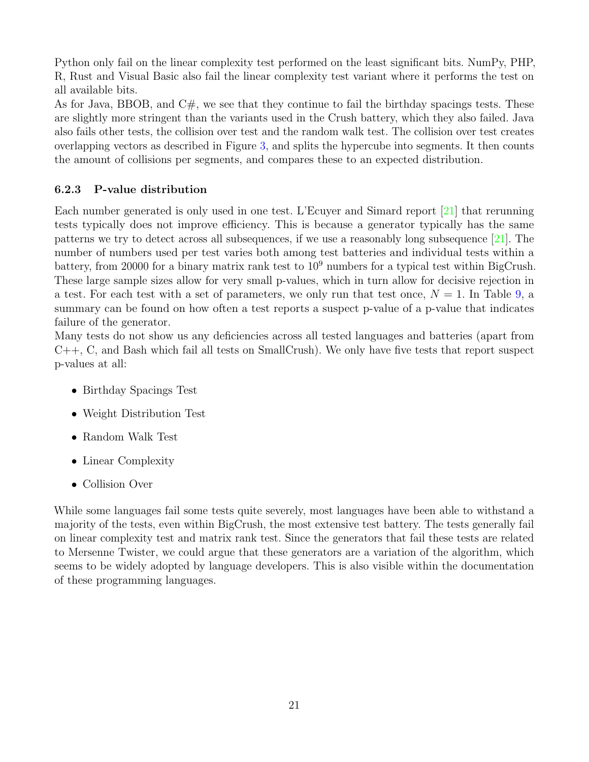Python only fail on the linear complexity test performed on the least significant bits. NumPy, PHP, R, Rust and Visual Basic also fail the linear complexity test variant where it performs the test on all available bits.
As for Java, BBOB, and C#, we see that they continue to fail the birthday spacings tests. These are slightly more stringent than the variants used in the Crush battery, which they also failed. Java also fails other tests, the collision over test and the random walk test. The collision over test creates overlapping vectors as described in Figure 3, and splits the hypercube into segments. It then counts the amount of collisions per segments, and compares these to an expected distribution.

### 6.2.3 P-value distribution

Each number generated is only used in one test. L'Ecuyer and Simard report [21] that rerunning tests typically does not improve efficiency. This is because a generator typically has the same patterns we try to detect across all subsequences, if we use a reasonably long subsequence [21]. The number of numbers used per test varies both among test batteries and individual tests within a battery, from 20000 for a binary matrix rank test to $10^9$ numbers for a typical test within BigCrush. These large sample sizes allow for very small p-values, which in turn allow for decisive rejection in a test. For each test with a set of parameters, we only run that test once, $N = 1$. In Table 9, a summary can be found on how often a test reports a suspect p-value of a p-value that indicates failure of the generator.
Many tests do not show us any deficiencies across all tested languages and batteries (apart from C++, C, and Bash which fail all tests on SmallCrush). We only have five tests that report suspect p-values at all:

- Birthday Spacings Test
- Weight Distribution Test
- Random Walk Test
- Linear Complexity
- Collision Over

While some languages fail some tests quite severely, most languages have been able to withstand a majority of the tests, even within BigCrush, the most extensive test battery. The tests generally fail on linear complexity test and matrix rank test. Since the generators that fail these tests are related to Mersenne Twister, we could argue that these generators are a variation of the algorithm, which seems to be widely adopted by language developers. This is also visible within the documentation of these programming languages.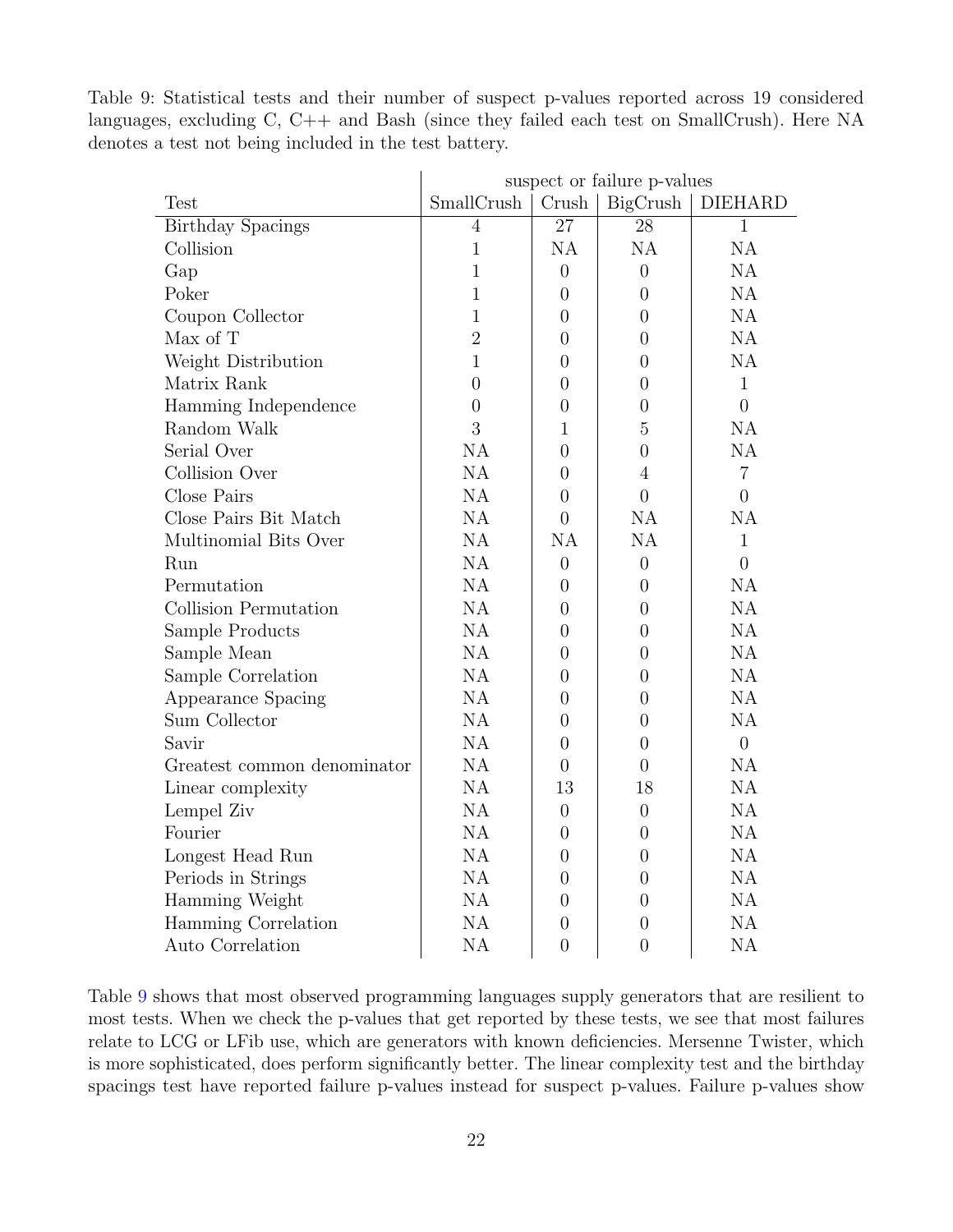Table 9: Statistical tests and their number of suspect p-values reported across 19 considered languages, excluding C, C++ and Bash (since they failed each test on SmallCrush). Here NA denotes a test not being included in the test battery.

| | suspect or failure p-values | | | |
|---|---|---|---|---|
| Test | SmallCrush | Crush | BigCrush | DIEHARD |
| Birthday Spacings | 4 | 27 | 28 | 1 |
| Collision | 1 | NA | NA | NA |
| Gap | 1 | 0 | 0 | NA |
| Poker | 1 | 0 | 0 | NA |
| Coupon Collector | 1 | 0 | 0 | NA |
| Max of T | 2 | 0 | 0 | NA |
| Weight Distribution | 1 | 0 | 0 | NA |
| Matrix Rank | 0 | 0 | 0 | 1 |
| Hamming Independence | 0 | 0 | 0 | 0 |
| Random Walk | 3 | 1 | 5 | NA |
| Serial Over | NA | 0 | 0 | NA |
| Collision Over | NA | 0 | 4 | 7 |
| Close Pairs | NA | 0 | 0 | 0 |
| Close Pairs Bit Match | NA | 0 | NA | NA |
| Multinomial Bits Over | NA | NA | NA | 1 |
| Run | NA | 0 | 0 | 0 |
| Permutation | NA | 0 | 0 | NA |
| Collision Permutation | NA | 0 | 0 | NA |
| Sample Products | NA | 0 | 0 | NA |
| Sample Mean | NA | 0 | 0 | NA |
| Sample Correlation | NA | 0 | 0 | NA |
| Appearance Spacing | NA | 0 | 0 | NA |
| Sum Collector | NA | 0 | 0 | NA |
| Savir | NA | 0 | 0 | 0 |
| Greatest common denominator | NA | 0 | 0 | NA |
| Linear complexity | NA | 13 | 18 | NA |
| Lempel Ziv | NA | 0 | 0 | NA |
| Fourier | NA | 0 | 0 | NA |
| Longest Head Run | NA | 0 | 0 | NA |
| Periods in Strings | NA | 0 | 0 | NA |
| Hamming Weight | NA | 0 | 0 | NA |
| Hamming Correlation | NA | 0 | 0 | NA |
| Auto Correlation | NA | 0 | 0 | NA |

Table 9 shows that most observed programming languages supply generators that are resilient to most tests. When we check the p-values that get reported by these tests, we see that most failures relate to LCG or LFib use, which are generators with known deficiencies. Mersenne Twister, which is more sophisticated, does perform significantly better. The linear complexity test and the birthday spacings test have reported failure p-values instead for suspect p-values. Failure p-values show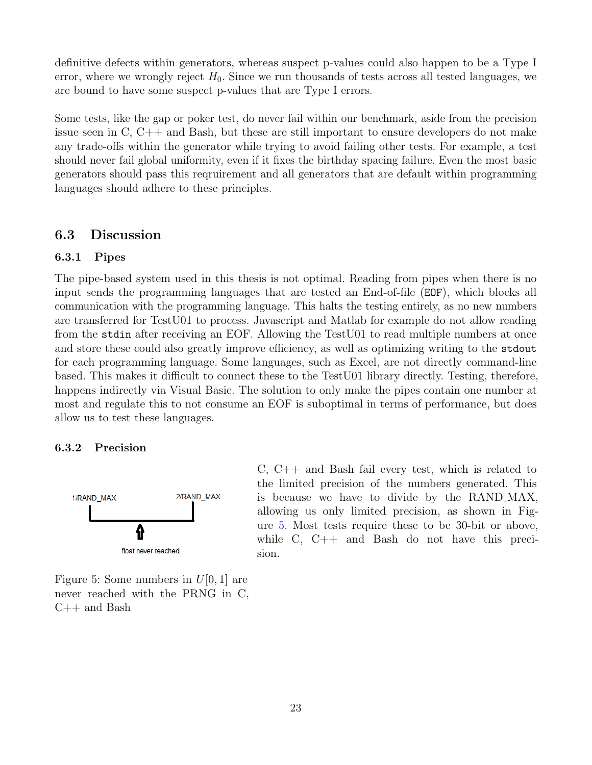definitive defects within generators, whereas suspect p-values could also happen to be a Type I error, where we wrongly reject $H_0$. Since we run thousands of tests across all tested languages, we are bound to have some suspect p-values that are Type I errors.

Some tests, like the gap or poker test, do never fail within our benchmark, aside from the precision issue seen in C, C++ and Bash, but these are still important to ensure developers do not make any trade-offs within the generator while trying to avoid failing other tests. For example, a test should never fail global uniformity, even if it fixes the birthday spacing failure. Even the most basic generators should pass this reqruirement and all generators that are default within programming languages should adhere to these principles.

## 6.3 Discussion

### 6.3.1 Pipes

The pipe-based system used in this thesis is not optimal. Reading from pipes when there is no input sends the programming languages that are tested an End-of-file (`EOF`), which blocks all communication with the programming language. This halts the testing entirely, as no new numbers are transferred for TestU01 to process. Javascript and Matlab for example do not allow reading from the `stdin` after receiving an EOF. Allowing the TestU01 to read multiple numbers at once and store these could also greatly improve efficiency, as well as optimizing writing to the `stdout` for each programming language. Some languages, such as Excel, are not directly command-line based. This makes it difficult to connect these to the TestU01 library directly. Testing, therefore, happens indirectly via Visual Basic. The solution to only make the pipes contain one number at most and regulate this to not consume an EOF is suboptimal in terms of performance, but does allow us to test these languages.

### 6.3.2 Precision

1/RAND_MAX    2/RAND_MAX

float never reached

Figure 5: Some numbers in $U[0,1]$ are never reached with the PRNG in C, C++ and Bash

C, C++ and Bash fail every test, which is related to the limited precision of the numbers generated. This is because we have to divide by the RAND_MAX, allowing us only limited precision, as shown in Figure 5. Most tests require these to be 30-bit or above, while C, C++ and Bash do not have this precision.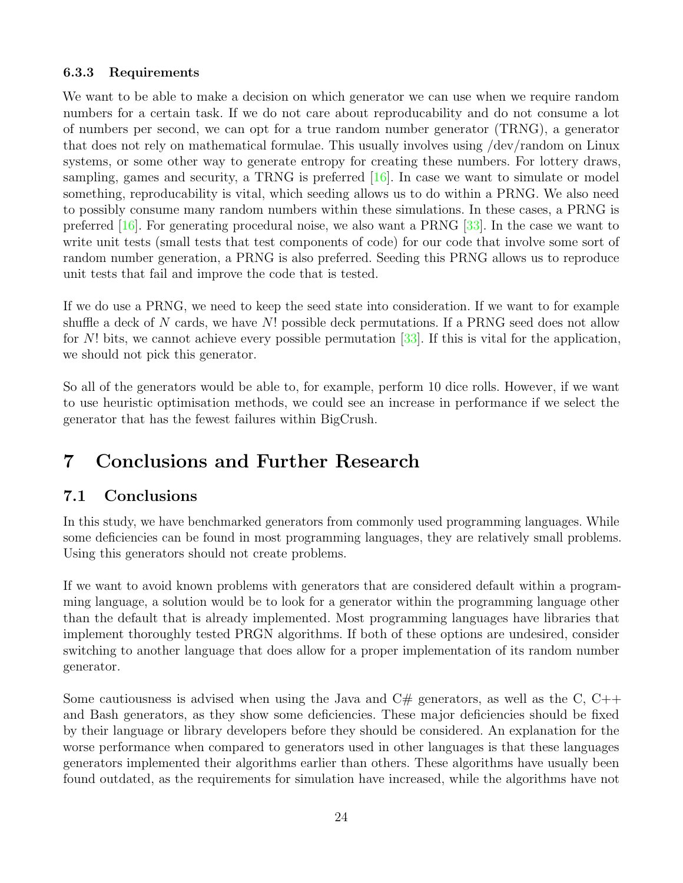### 6.3.3 Requirements

We want to be able to make a decision on which generator we can use when we require random numbers for a certain task. If we do not care about reproducability and do not consume a lot of numbers per second, we can opt for a true random number generator (TRNG), a generator that does not rely on mathematical formulae. This usually involves using /dev/random on Linux systems, or some other way to generate entropy for creating these numbers. For lottery draws, sampling, games and security, a TRNG is preferred [16]. In case we want to simulate or model something, reproducability is vital, which seeding allows us to do within a PRNG. We also need to possibly consume many random numbers within these simulations. In these cases, a PRNG is preferred [16]. For generating procedural noise, we also want a PRNG [33]. In the case we want to write unit tests (small tests that test components of code) for our code that involve some sort of random number generation, a PRNG is also preferred. Seeding this PRNG allows us to reproduce unit tests that fail and improve the code that is tested.

If we do use a PRNG, we need to keep the seed state into consideration. If we want to for example shuffle a deck of $N$ cards, we have $N!$ possible deck permutations. If a PRNG seed does not allow for $N!$ bits, we cannot achieve every possible permutation [33]. If this is vital for the application, we should not pick this generator.

So all of the generators would be able to, for example, perform 10 dice rolls. However, if we want to use heuristic optimisation methods, we could see an increase in performance if we select the generator that has the fewest failures within BigCrush.

# 7 Conclusions and Further Research

## 7.1 Conclusions

In this study, we have benchmarked generators from commonly used programming languages. While some deficiencies can be found in most programming languages, they are relatively small problems. Using this generators should not create problems.

If we want to avoid known problems with generators that are considered default within a programming language, a solution would be to look for a generator within the programming language other than the default that is already implemented. Most programming languages have libraries that implement thoroughly tested PRGN algorithms. If both of these options are undesired, consider switching to another language that does allow for a proper implementation of its random number generator.

Some cautiousness is advised when using the Java and C# generators, as well as the C, C++ and Bash generators, as they show some deficiencies. These major deficiencies should be fixed by their language or library developers before they should be considered. An explanation for the worse performance when compared to generators used in other languages is that these languages generators implemented their algorithms earlier than others. These algorithms have usually been found outdated, as the requirements for simulation have increased, while the algorithms have not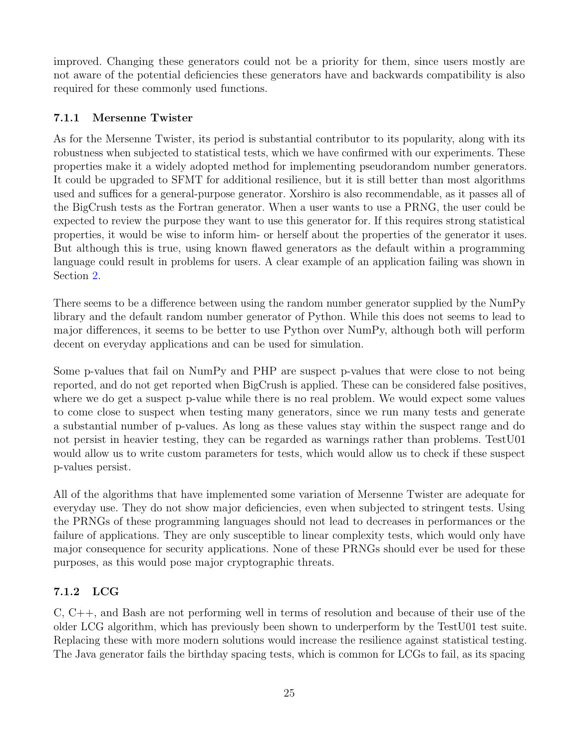improved. Changing these generators could not be a priority for them, since users mostly are not aware of the potential deficiencies these generators have and backwards compatibility is also required for these commonly used functions.

### 7.1.1 Mersenne Twister

As for the Mersenne Twister, its period is substantial contributor to its popularity, along with its robustness when subjected to statistical tests, which we have confirmed with our experiments. These properties make it a widely adopted method for implementing pseudorandom number generators. It could be upgraded to SFMT for additional resilience, but it is still better than most algorithms used and suffices for a general-purpose generator. Xorshiro is also recommendable, as it passes all of the BigCrush tests as the Fortran generator. When a user wants to use a PRNG, the user could be expected to review the purpose they want to use this generator for. If this requires strong statistical properties, it would be wise to inform him- or herself about the properties of the generator it uses. But although this is true, using known flawed generators as the default within a programming language could result in problems for users. A clear example of an application failing was shown in Section 2.

There seems to be a difference between using the random number generator supplied by the NumPy library and the default random number generator of Python. While this does not seems to lead to major differences, it seems to be better to use Python over NumPy, although both will perform decent on everyday applications and can be used for simulation.

Some p-values that fail on NumPy and PHP are suspect p-values that were close to not being reported, and do not get reported when BigCrush is applied. These can be considered false positives, where we do get a suspect p-value while there is no real problem. We would expect some values to come close to suspect when testing many generators, since we run many tests and generate a substantial number of p-values. As long as these values stay within the suspect range and do not persist in heavier testing, they can be regarded as warnings rather than problems. TestU01 would allow us to write custom parameters for tests, which would allow us to check if these suspect p-values persist.

All of the algorithms that have implemented some variation of Mersenne Twister are adequate for everyday use. They do not show major deficiencies, even when subjected to stringent tests. Using the PRNGs of these programming languages should not lead to decreases in performances or the failure of applications. They are only susceptible to linear complexity tests, which would only have major consequence for security applications. None of these PRNGs should ever be used for these purposes, as this would pose major cryptographic threats.

### 7.1.2 LCG

C, C++, and Bash are not performing well in terms of resolution and because of their use of the older LCG algorithm, which has previously been shown to underperform by the TestU01 test suite. Replacing these with more modern solutions would increase the resilience against statistical testing. The Java generator fails the birthday spacing tests, which is common for LCGs to fail, as its spacing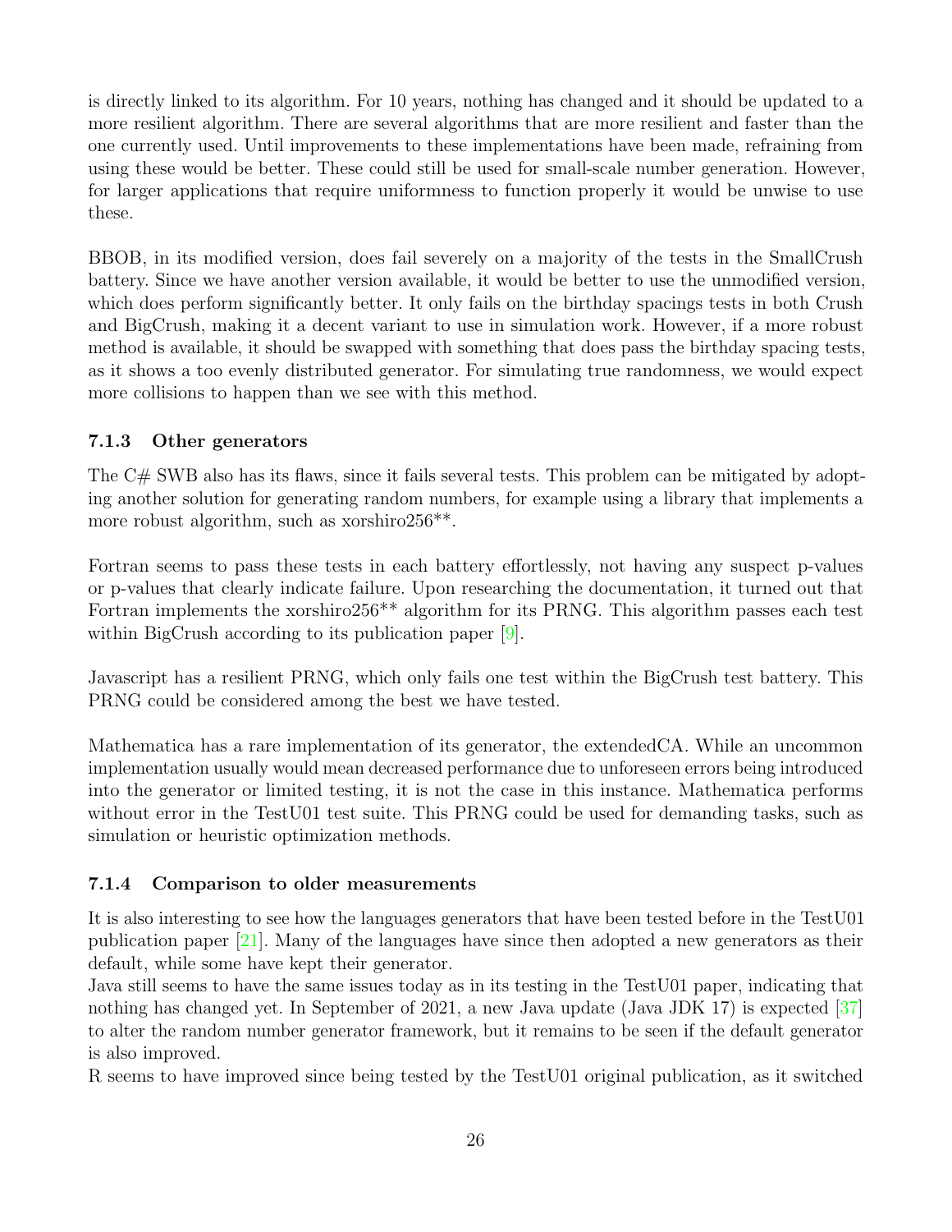is directly linked to its algorithm. For 10 years, nothing has changed and it should be updated to a more resilient algorithm. There are several algorithms that are more resilient and faster than the one currently used. Until improvements to these implementations have been made, refraining from using these would be better. These could still be used for small-scale number generation. However, for larger applications that require uniformness to function properly it would be unwise to use these.

BBOB, in its modified version, does fail severely on a majority of the tests in the SmallCrush battery. Since we have another version available, it would be better to use the unmodified version, which does perform significantly better. It only fails on the birthday spacings tests in both Crush and BigCrush, making it a decent variant to use in simulation work. However, if a more robust method is available, it should be swapped with something that does pass the birthday spacing tests, as it shows a too evenly distributed generator. For simulating true randomness, we would expect more collisions to happen than we see with this method.

#### 7.1.3 Other generators

The C# SWB also has its flaws, since it fails several tests. This problem can be mitigated by adopting another solution for generating random numbers, for example using a library that implements a more robust algorithm, such as xorshiro256**.

Fortran seems to pass these tests in each battery effortlessly, not having any suspect p-values or p-values that clearly indicate failure. Upon researching the documentation, it turned out that Fortran implements the xorshiro256** algorithm for its PRNG. This algorithm passes each test within BigCrush according to its publication paper [9].

Javascript has a resilient PRNG, which only fails one test within the BigCrush test battery. This PRNG could be considered among the best we have tested.

Mathematica has a rare implementation of its generator, the extendedCA. While an uncommon implementation usually would mean decreased performance due to unforeseen errors being introduced into the generator or limited testing, it is not the case in this instance. Mathematica performs without error in the TestU01 test suite. This PRNG could be used for demanding tasks, such as simulation or heuristic optimization methods.

#### 7.1.4 Comparison to older measurements

It is also interesting to see how the languages generators that have been tested before in the TestU01 publication paper [21]. Many of the languages have since then adopted a new generators as their default, while some have kept their generator.
Java still seems to have the same issues today as in its testing in the TestU01 paper, indicating that nothing has changed yet. In September of 2021, a new Java update (Java JDK 17) is expected [37] to alter the random number generator framework, but it remains to be seen if the default generator is also improved.
R seems to have improved since being tested by the TestU01 original publication, as it switched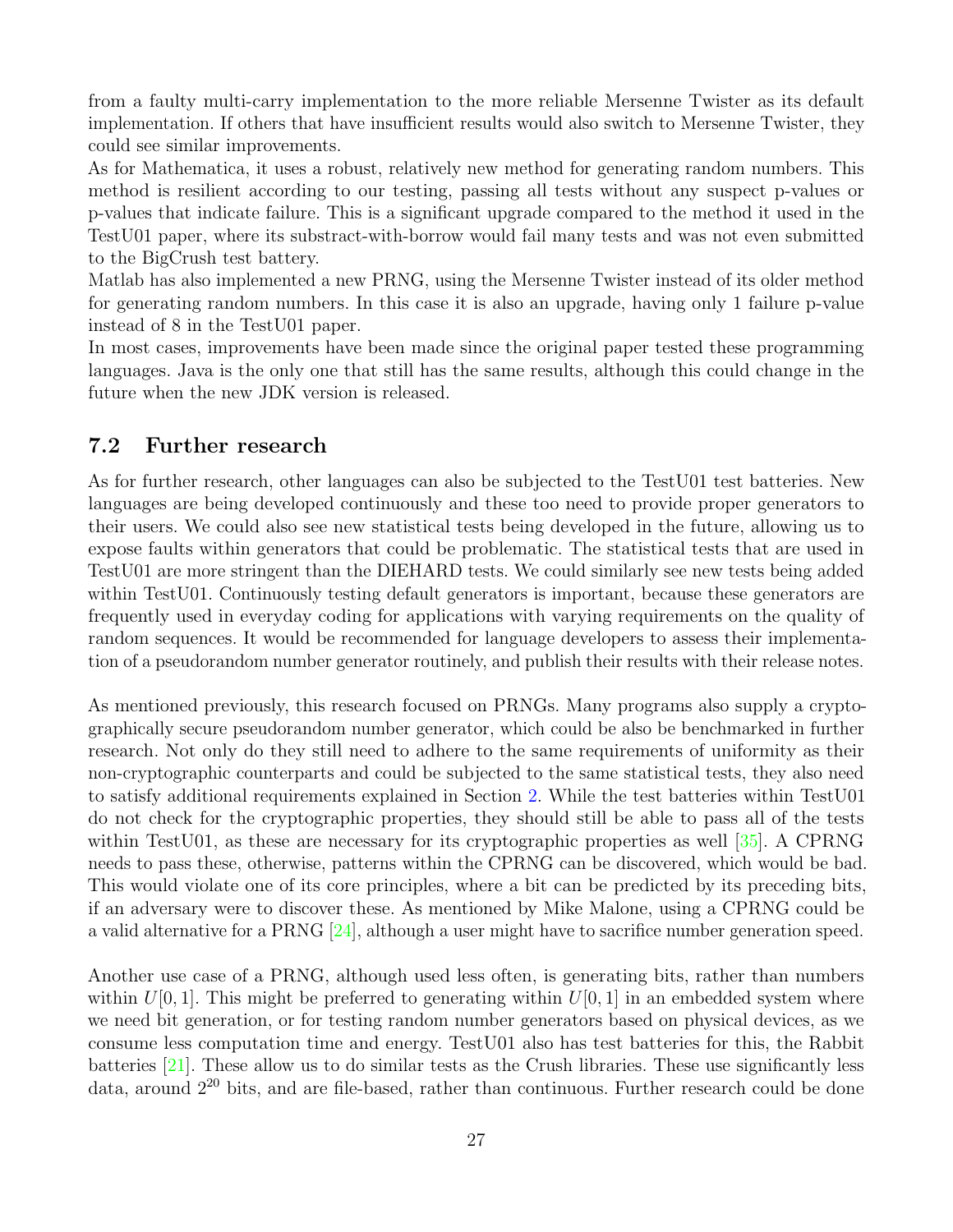from a faulty multi-carry implementation to the more reliable Mersenne Twister as its default implementation. If others that have insufficient results would also switch to Mersenne Twister, they could see similar improvements.

As for Mathematica, it uses a robust, relatively new method for generating random numbers. This method is resilient according to our testing, passing all tests without any suspect p-values or p-values that indicate failure. This is a significant upgrade compared to the method it used in the TestU01 paper, where its substract-with-borrow would fail many tests and was not even submitted to the BigCrush test battery.

Matlab has also implemented a new PRNG, using the Mersenne Twister instead of its older method for generating random numbers. In this case it is also an upgrade, having only 1 failure p-value instead of 8 in the TestU01 paper.

In most cases, improvements have been made since the original paper tested these programming languages. Java is the only one that still has the same results, although this could change in the future when the new JDK version is released.

## 7.2 Further research

As for further research, other languages can also be subjected to the TestU01 test batteries. New languages are being developed continuously and these too need to provide proper generators to their users. We could also see new statistical tests being developed in the future, allowing us to expose faults within generators that could be problematic. The statistical tests that are used in TestU01 are more stringent than the DIEHARD tests. We could similarly see new tests being added within TestU01. Continuously testing default generators is important, because these generators are frequently used in everyday coding for applications with varying requirements on the quality of random sequences. It would be recommended for language developers to assess their implementation of a pseudorandom number generator routinely, and publish their results with their release notes.

As mentioned previously, this research focused on PRNGs. Many programs also supply a cryptographically secure pseudorandom number generator, which could be also be benchmarked in further research. Not only do they still need to adhere to the same requirements of uniformity as their non-cryptographic counterparts and could be subjected to the same statistical tests, they also need to satisfy additional requirements explained in Section 2. While the test batteries within TestU01 do not check for the cryptographic properties, they should still be able to pass all of the tests within TestU01, as these are necessary for its cryptographic properties as well [35]. A CPRNG needs to pass these, otherwise, patterns within the CPRNG can be discovered, which would be bad. This would violate one of its core principles, where a bit can be predicted by its preceding bits, if an adversary were to discover these. As mentioned by Mike Malone, using a CPRNG could be a valid alternative for a PRNG [24], although a user might have to sacrifice number generation speed.

Another use case of a PRNG, although used less often, is generating bits, rather than numbers within $U[0,1]$. This might be preferred to generating within $U[0,1]$ in an embedded system where we need bit generation, or for testing random number generators based on physical devices, as we consume less computation time and energy. TestU01 also has test batteries for this, the Rabbit batteries [21]. These allow us to do similar tests as the Crush libraries. These use significantly less data, around $2^{20}$ bits, and are file-based, rather than continuous. Further research could be done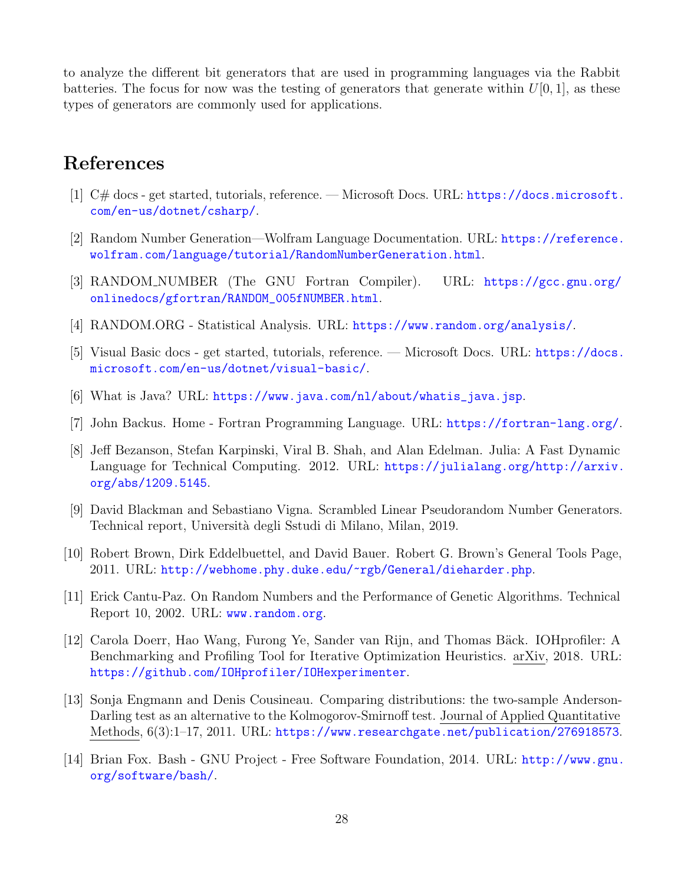to analyze the different bit generators that are used in programming languages via the Rabbit batteries. The focus for now was the testing of generators that generate within $U[0,1]$, as these types of generators are commonly used for applications.

## References

[1] C# docs - get started, tutorials, reference. — Microsoft Docs. URL: https://docs.microsoft.com/en-us/dotnet/csharp/.

[2] Random Number Generation—Wolfram Language Documentation. URL: https://reference.wolfram.com/language/tutorial/RandomNumberGeneration.html.

[3] RANDOM_NUMBER (The GNU Fortran Compiler). URL: https://gcc.gnu.org/onlinedocs/gfortran/RANDOM_005fNUMBER.html.

[4] RANDOM.ORG - Statistical Analysis. URL: https://www.random.org/analysis/.

[5] Visual Basic docs - get started, tutorials, reference. — Microsoft Docs. URL: https://docs.microsoft.com/en-us/dotnet/visual-basic/.

[6] What is Java? URL: https://www.java.com/nl/about/whatis_java.jsp.

[7] John Backus. Home - Fortran Programming Language. URL: https://fortran-lang.org/.

[8] Jeff Bezanson, Stefan Karpinski, Viral B. Shah, and Alan Edelman. Julia: A Fast Dynamic Language for Technical Computing. 2012. URL: https://julialang.org/http://arxiv.org/abs/1209.5145.

[9] David Blackman and Sebastiano Vigna. Scrambled Linear Pseudorandom Number Generators. Technical report, Università degli Sstudi di Milano, Milan, 2019.

[10] Robert Brown, Dirk Eddelbuettel, and David Bauer. Robert G. Brown's General Tools Page, 2011. URL: http://webhome.phy.duke.edu/~rgb/General/dieharder.php.

[11] Erick Cantu-Paz. On Random Numbers and the Performance of Genetic Algorithms. Technical Report 10, 2002. URL: www.random.org.

[12] Carola Doerr, Hao Wang, Furong Ye, Sander van Rijn, and Thomas Bäck. IOHprofiler: A Benchmarking and Profiling Tool for Iterative Optimization Heuristics. arXiv, 2018. URL: https://github.com/IOHprofiler/IOHexperimenter.

[13] Sonja Engmann and Denis Cousineau. Comparing distributions: the two-sample Anderson-Darling test as an alternative to the Kolmogorov-Smirnoff test. Journal of Applied Quantitative Methods, 6(3):1–17, 2011. URL: https://www.researchgate.net/publication/276918573.

[14] Brian Fox. Bash - GNU Project - Free Software Foundation, 2014. URL: http://www.gnu.org/software/bash/.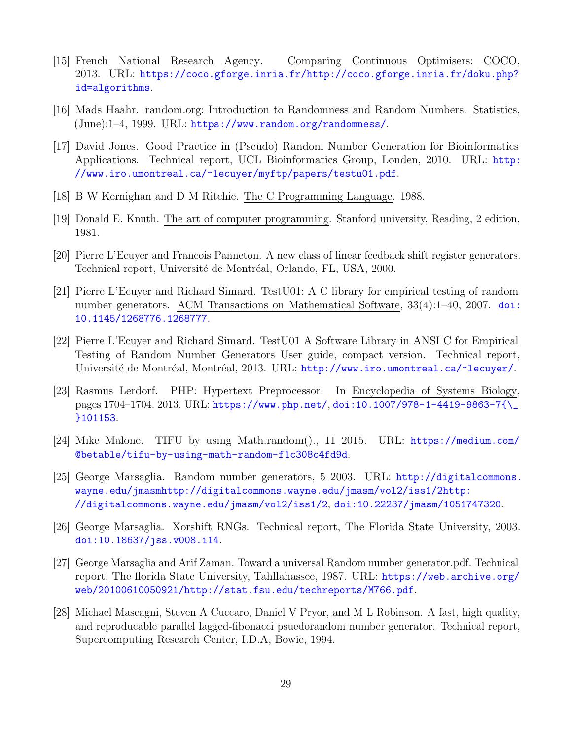[15] French National Research Agency. Comparing Continuous Optimisers: COCO, 2013. URL: https://coco.gforge.inria.fr/http://coco.gforge.inria.fr/doku.php?id=algorithms.

[16] Mads Haahr. random.org: Introduction to Randomness and Random Numbers. Statistics, (June):1–4, 1999. URL: https://www.random.org/randomness/.

[17] David Jones. Good Practice in (Pseudo) Random Number Generation for Bioinformatics Applications. Technical report, UCL Bioinformatics Group, Londen, 2010. URL: http://www.iro.umontreal.ca/~lecuyer/myftp/papers/testu01.pdf.

[18] B W Kernighan and D M Ritchie. The C Programming Language. 1988.

[19] Donald E. Knuth. The art of computer programming. Stanford university, Reading, 2 edition, 1981.

[20] Pierre L'Ecuyer and Francois Panneton. A new class of linear feedback shift register generators. Technical report, Université de Montréal, Orlando, FL, USA, 2000.

[21] Pierre L'Ecuyer and Richard Simard. TestU01: A C library for empirical testing of random number generators. ACM Transactions on Mathematical Software, 33(4):1–40, 2007. doi:10.1145/1268776.1268777.

[22] Pierre L'Ecuyer and Richard Simard. TestU01 A Software Library in ANSI C for Empirical Testing of Random Number Generators User guide, compact version. Technical report, Université de Montréal, Montréal, 2013. URL: http://www.iro.umontreal.ca/~lecuyer/.

[23] Rasmus Lerdorf. PHP: Hypertext Preprocessor. In Encyclopedia of Systems Biology, pages 1704–1704. 2013. URL: https://www.php.net/, doi:10.1007/978-1-4419-9863-7{\_}101153.

[24] Mike Malone. TIFU by using Math.random()., 11 2015. URL: https://medium.com/@betable/tifu-by-using-math-random-f1c308c4fd9d.

[25] George Marsaglia. Random number generators, 5 2003. URL: http://digitalcommons.wayne.edu/jmasmhttp://digitalcommons.wayne.edu/jmasm/vol2/iss1/2http://digitalcommons.wayne.edu/jmasm/vol2/iss1/2, doi:10.22237/jmasm/1051747320.

[26] George Marsaglia. Xorshift RNGs. Technical report, The Florida State University, 2003. doi:10.18637/jss.v008.i14.

[27] George Marsaglia and Arif Zaman. Toward a universal Random number generator.pdf. Technical report, The florida State University, Tahllahassee, 1987. URL: https://web.archive.org/web/20100610050921/http://stat.fsu.edu/techreports/M766.pdf.

[28] Michael Mascagni, Steven A Cuccaro, Daniel V Pryor, and M L Robinson. A fast, high quality, and reproducable parallel lagged-fibonacci psuedorandom number generator. Technical report, Supercomputing Research Center, I.D.A, Bowie, 1994.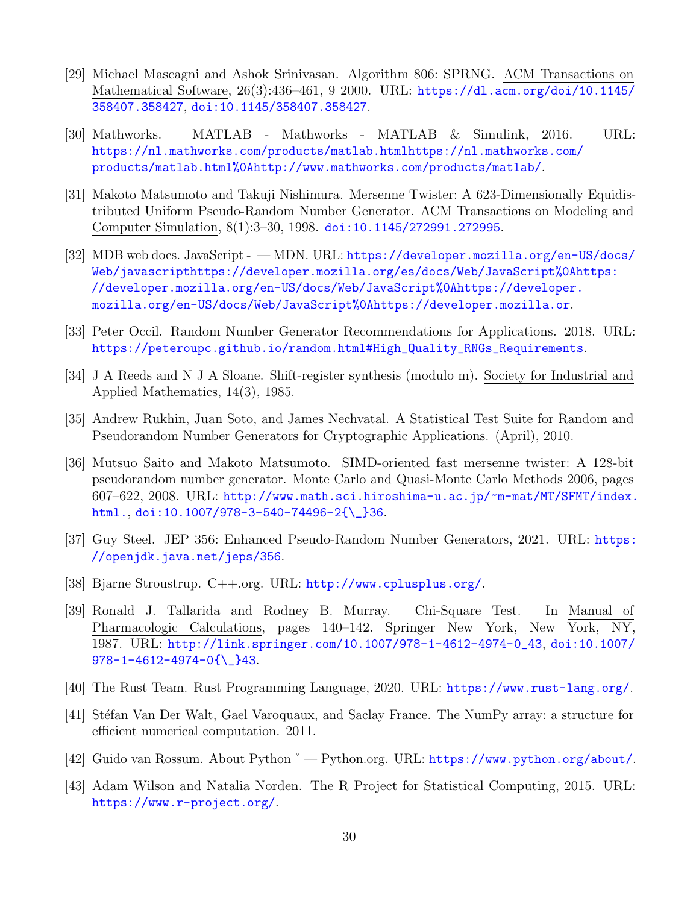[29] Michael Mascagni and Ashok Srinivasan. Algorithm 806: SPRNG. ACM Transactions on Mathematical Software, 26(3):436–461, 9 2000. URL: https://dl.acm.org/doi/10.1145/358407.358427, doi:10.1145/358407.358427.

[30] Mathworks. MATLAB - Mathworks - MATLAB & Simulink, 2016. URL: https://nl.mathworks.com/products/matlab.htmlhttps://nl.mathworks.com/products/matlab.html%0Ahttp://www.mathworks.com/products/matlab/.

[31] Makoto Matsumoto and Takuji Nishimura. Mersenne Twister: A 623-Dimensionally Equidistributed Uniform Pseudo-Random Number Generator. ACM Transactions on Modeling and Computer Simulation, 8(1):3–30, 1998. doi:10.1145/272991.272995.

[32] MDB web docs. JavaScript - — MDN. URL: https://developer.mozilla.org/en-US/docs/Web/javascripthttps://developer.mozilla.org/es/docs/Web/JavaScript%0Ahttps://developer.mozilla.org/en-US/docs/Web/JavaScript%0Ahttps://developer.mozilla.org/en-US/docs/Web/JavaScript%0Ahttps://developer.mozilla.or.

[33] Peter Occil. Random Number Generator Recommendations for Applications. 2018. URL: https://peteroupc.github.io/random.html#High_Quality_RNGs_Requirements.

[34] J A Reeds and N J A Sloane. Shift-register synthesis (modulo m). Society for Industrial and Applied Mathematics, 14(3), 1985.

[35] Andrew Rukhin, Juan Soto, and James Nechvatal. A Statistical Test Suite for Random and Pseudorandom Number Generators for Cryptographic Applications. (April), 2010.

[36] Mutsuo Saito and Makoto Matsumoto. SIMD-oriented fast mersenne twister: A 128-bit pseudorandom number generator. Monte Carlo and Quasi-Monte Carlo Methods 2006, pages 607–622, 2008. URL: http://www.math.sci.hiroshima-u.ac.jp/~m-mat/MT/SFMT/index.html., doi:10.1007/978-3-540-74496-2{\_}36.

[37] Guy Steel. JEP 356: Enhanced Pseudo-Random Number Generators, 2021. URL: https://openjdk.java.net/jeps/356.

[38] Bjarne Stroustrup. C++.org. URL: http://www.cplusplus.org/.

[39] Ronald J. Tallarida and Rodney B. Murray. Chi-Square Test. In Manual of Pharmacologic Calculations, pages 140–142. Springer New York, New York, NY, 1987. URL: http://link.springer.com/10.1007/978-1-4612-4974-0_43, doi:10.1007/978-1-4612-4974-0{\_}43.

[40] The Rust Team. Rust Programming Language, 2020. URL: https://www.rust-lang.org/.

[41] Stéfan Van Der Walt, Gael Varoquaux, and Saclay France. The NumPy array: a structure for efficient numerical computation. 2011.

[42] Guido van Rossum. About Python™ — Python.org. URL: https://www.python.org/about/.

[43] Adam Wilson and Natalia Norden. The R Project for Statistical Computing, 2015. URL: https://www.r-project.org/.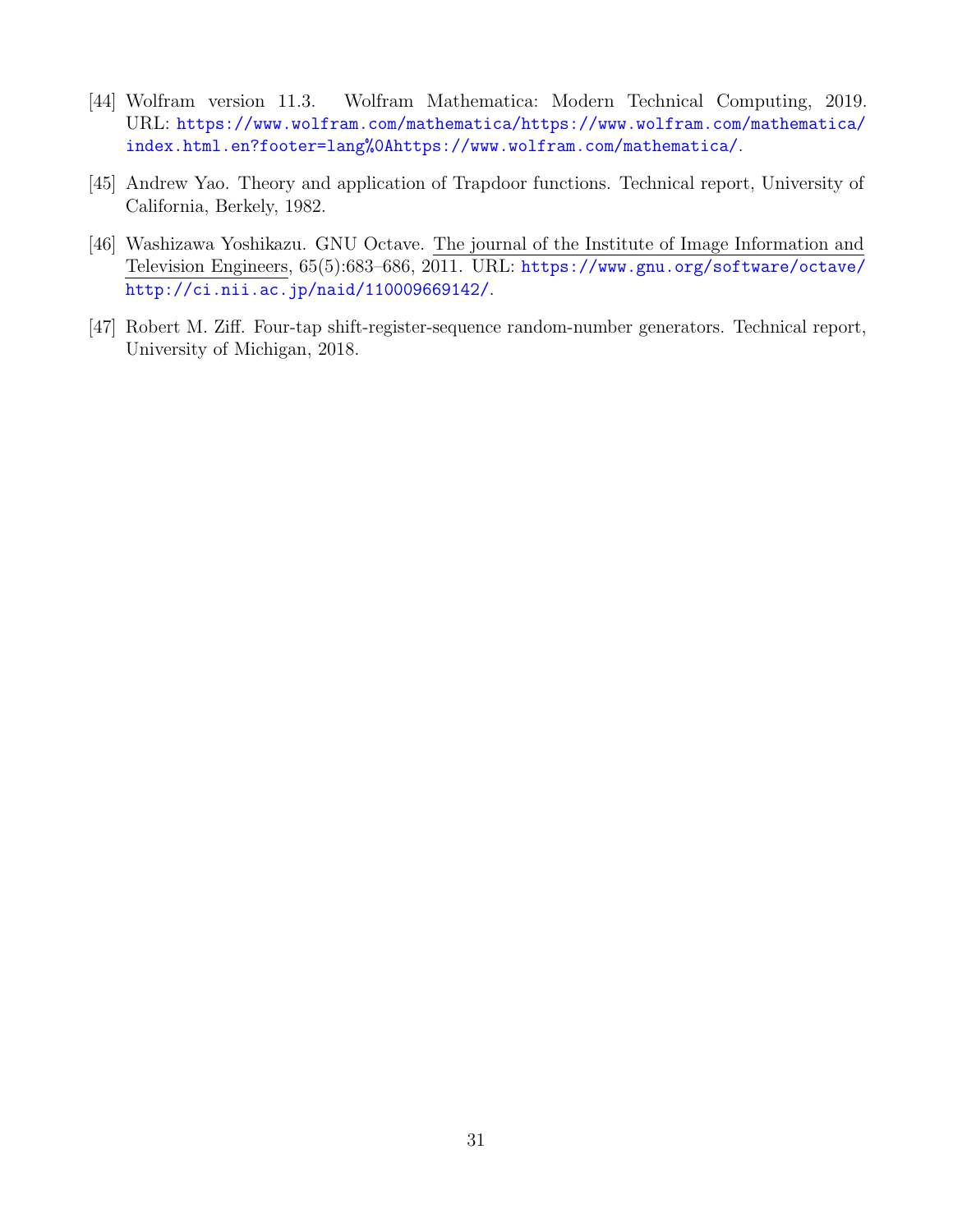[44] Wolfram version 11.3. Wolfram Mathematica: Modern Technical Computing, 2019. URL: https://www.wolfram.com/mathematica/https://www.wolfram.com/mathematica/index.html.en?footer=lang%0Ahttps://www.wolfram.com/mathematica/.

[45] Andrew Yao. Theory and application of Trapdoor functions. Technical report, University of California, Berkely, 1982.

[46] Washizawa Yoshikazu. GNU Octave. The journal of the Institute of Image Information and Television Engineers, 65(5):683–686, 2011. URL: https://www.gnu.org/software/octave/http://ci.nii.ac.jp/naid/110009669142/.

[47] Robert M. Ziff. Four-tap shift-register-sequence random-number generators. Technical report, University of Michigan, 2018.